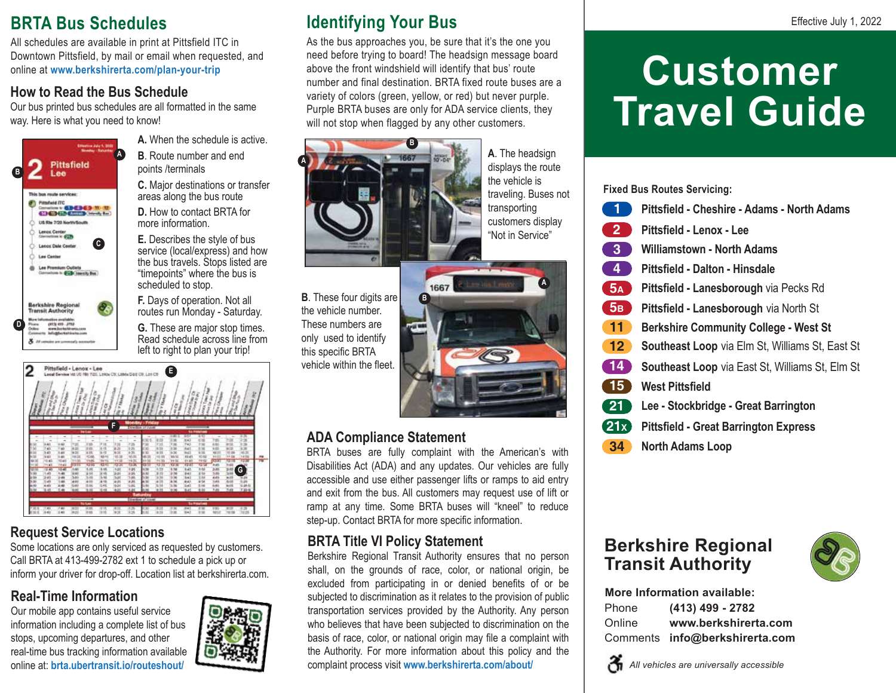## BRTA Bus Schedules

All schedules are available in print at Pittsfield ITC in Downtown Pittsfield, by mail or email when requested, and online at **www.berkshirerta.com/plan-your-trip**

### How to Read the Bus Schedule

Our bus printed bus schedules are all formatted in the same way. Here is what you need to know!

**A.** When the schedule is active.

**B.** Route number and end points /terminals

**C.** Major destinations or transfer areas along the bus route

**D.** How to contact BRTA for more information.

**E.** Describes the style of bus service (local/express) and how the bus travels. Stops listed are "timepoints" where the bus is scheduled to stop.

**F.** Days of operation. Not all routes run Monday - Saturday.

**G.** These are major stop times. Read schedule across line from left to right to plan your trip!

### Request Service Locations

Some locations are only serviced as requested by customers. Call BRTA at 413-499-2782 ext 1 to schedule a pick up or inform your driver for drop-off. Location list at berkshireta.com.

### Real-Time Information

Our mobile app contains useful service information including a complete list of bus stops, upcoming departures, and other real-time bus tracking information available online at: **brta.ubertransit.io/routeshout/**

## Identifying Your Bus

As the bus approaches you, be sure that it's the one you need before trying to board! The headsign message board above the front windshield will identify that bus' route number and final destination. BRTA fixed route buses are a variety of colors (green, yellow, or red) but never purple. Purple BRTA buses are only for ADA service clients, they will not stop when flagged by any other customers.

**A.** The headsign displays the route the vehicle is traveling. Buses not transporting customers display "Not in Service"

**B.** These four digits are the vehicle number. These numbers are only used to identify this specific BRTA vehicle within the fleet.

### ADA Compliance Statement

BRTA buses are fully complaint with the American's with Disabilities Act (ADA) and any updates. Our vehicles are fully accessible and use either passenger lifts or ramps to aid entry and exit from the bus. All customers may request use of lift or ramp at any time. Some BRTA buses will "kneel" to reduce step-up. Contact BRTA for more specific information.

### BRTA Title VI Policy Statement

Berkshire Regional Transit Authority ensures that no person shall, on the grounds of race, color, or national origin, be excluded from participating in or denied benefits of or be subjected to discrimination as it relates to the provision of public transportation services provided by the Authority. Any person who believes that have been subjected to discrimination on the basis of race, color, or national origin may file a complaint with the Authority. For more information about this policy and the complaint process visit **www.berkshirerta.com/about/**

Effective July 1, 2022

# Customer Travel Guide

**Fixed Bus Routes Servicing:**

- **1** **Pittsfield - Cheshire - Adams - North Adams**
- **2** **Pittsfield - Lenox - Lee**
- **3** **Williamstown - North Adams**
- **4** **Pittsfield - Dalton - Hinsdale**
- **5A** **Pittsfield - Lanesborough** via Pecks Rd
- **5B** **Pittsfield - Lanesborough** via North St
- **11** **Berkshire Community College - West St**
- **12** **Southeast Loop** via Elm St, Williams St, East St
- **14** **Southeast Loop** via East St, Williams St, Elm St
- **15** **West Pittsfield**
- **21** **Lee - Stockbridge - Great Barrington**
- **21x** **Pittsfield - Great Barrington Express**
- **34** **North Adams Loop**

## Berkshire Regional Transit Authority

**More Information available:**

Phone **(413) 499 - 2782**

Online **www.berkshireta.com**

Comments **info@berkshirerta.com**

*All vehicles are universally accessible*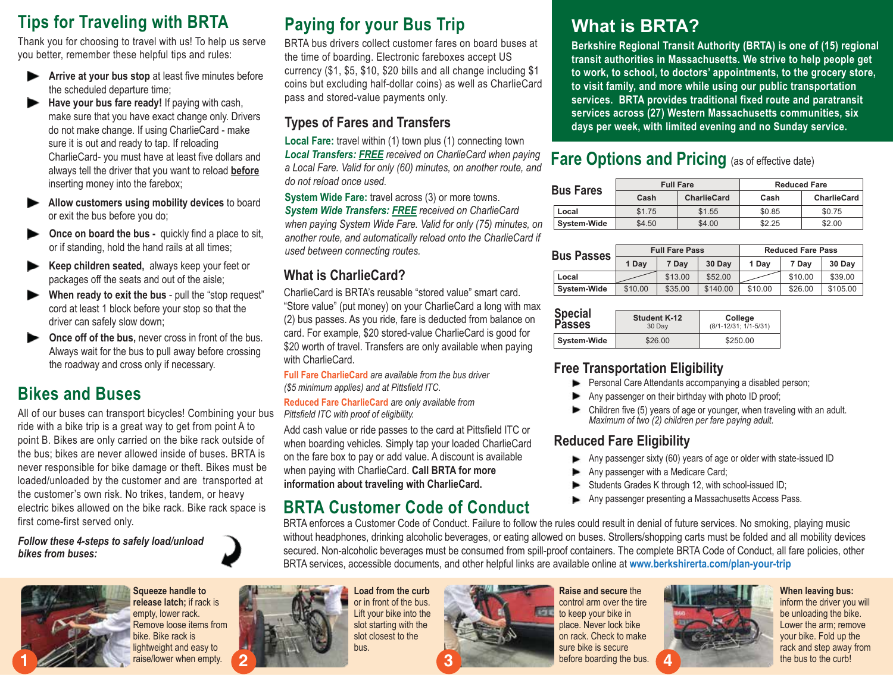## Tips for Traveling with BRTA

Thank you for choosing to travel with us! To help us serve you better, remember these helpful tips and rules:

- **Arrive at your bus stop** at least five minutes before the scheduled departure time;
- **Have your bus fare ready!** If paying with cash, make sure that you have exact change only. Drivers do not make change. If using CharlieCard - make sure it is out and ready to tap. If reloading CharlieCard- you must have at least five dollars and always tell the driver that you want to reload **before** inserting money into the farebox;
- **Allow customers using mobility devices** to board or exit the bus before you do;
- **Once on board the bus -** quickly find a place to sit, or if standing, hold the hand rails at all times;
- **Keep children seated,** always keep your feet or packages off the seats and out of the aisle;
- **When ready to exit the bus** - pull the "stop request" cord at least 1 block before your stop so that the driver can safely slow down;
- **Once off of the bus,** never cross in front of the bus. Always wait for the bus to pull away before crossing the roadway and cross only if necessary.

## Bikes and Buses

All of our buses can transport bicycles! Combining your bus ride with a bike trip is a great way to get from point A to point B. Bikes are only carried on the bike rack outside of the bus; bikes are never allowed inside of buses. BRTA is never responsible for bike damage or theft. Bikes must be loaded/unloaded by the customer and are transported at the customer's own risk. No trikes, tandem, or heavy electric bikes allowed on the bike rack. Bike rack space is first come-first served only.

***Follow these 4-steps to safely load/unload bikes from buses:***

1. **Squeeze handle to release latch;** if rack is empty, lower rack. Remove loose items from bike. Bike rack is lightweight and easy to raise/lower when empty.
2. **Load from the curb** or in front of the bus. Lift your bike into the slot starting with the slot closest to the bus.
3. **Raise and secure** the control arm over the tire to keep your bike in place. Never lock bike on rack. Check to make sure bike is secure before boarding the bus.
4. **When leaving bus:** inform the driver you will be unloading the bike. Lower the arm; remove your bike. Fold up the rack and step away from the bus to the curb!

## Paying for your Bus Trip

BRTA bus drivers collect customer fares on board buses at the time of boarding. Electronic fareboxes accept US currency ($1, $5, $10, $20 bills and all change including $1 coins but excluding half-dollar coins) as well as CharlieCard pass and stored-value payments only.

### Types of Fares and Transfers

**Local Fare:** travel within (1) town plus (1) connecting town

***Local Transfers: FREE*** *received on CharlieCard when paying a Local Fare. Valid for only (60) minutes, on another route, and do not reload once used.*

**System Wide Fare:** travel across (3) or more towns.

***System Wide Transfers: FREE*** *received on CharlieCard when paying System Wide Fare. Valid for only (75) minutes, on another route, and automatically reload onto the CharlieCard if used between connecting routes.*

### What is CharlieCard?

CharlieCard is BRTA's reusable "stored value" smart card. "Store value" (put money) on your CharlieCard a long with max (2) bus passes. As you ride, fare is deducted from balance on card. For example, $20 stored-value CharlieCard is good for $20 worth of travel. Transfers are only available when paying with CharlieCard.

**Full Fare CharlieCard** *are available from the bus driver ($5 minimum applies) and at Pittsfield ITC.*

**Reduced Fare CharlieCard** *are only available from Pittsfield ITC with proof of eligibility.*

Add cash value or ride passes to the card at Pittsfield ITC or when boarding vehicles. Simply tap your loaded CharlieCard on the fare box to pay or add value. A discount is available when paying with CharlieCard. **Call BRTA for more information about traveling with CharlieCard.**

## BRTA Customer Code of Conduct

BRTA enforces a Customer Code of Conduct. Failure to follow the rules could result in denial of future services. No smoking, playing music without headphones, drinking alcoholic beverages, or eating allowed on buses. Strollers/shopping carts must be folded and all mobility devices secured. Non-alcoholic beverages must be consumed from spill-proof containers. The complete BRTA Code of Conduct, all fare policies, other BRTA services, accessible documents, and other helpful links are available online at **www.berkshirerta.com/plan-your-trip**

## What is BRTA?

**Berkshire Regional Transit Authority (BRTA) is one of (15) regional transit authorities in Massachusetts. We strive to help people get to work, to school, to doctors' appointments, to the grocery store, to visit family, and more while using our public transportation services. BRTA provides traditional fixed route and paratransit services across (27) Western Massachusetts communities, six days per week, with limited evening and no Sunday service.**

## Fare Options and Pricing (as of effective date)

| Bus Fares | Full Fare | | Reduced Fare | |
|---|---|---|---|---|
| | Cash | CharlieCard | Cash | CharlieCard |
| Local | $1.75 | $1.55 | $0.85 | $0.75 |
| System-Wide | $4.50 | $4.00 | $2.25 | $2.00 |

| Bus Passes | Full Fare Pass | | | Reduced Fare Pass | | |
|---|---|---|---|---|---|---|
| | 1 Day | 7 Day | 30 Day | 1 Day | 7 Day | 30 Day |
| Local | | $13.00 | $52.00 | | $10.00 | $39.00 |
| System-Wide | $10.00 | $35.00 | $140.00 | $10.00 | $26.00 | $105.00 |

| Special Passes | Student K-12 (30 Day) | College (8/1-12/31; 1/1-5/31) |
|---|---|---|
| System-Wide | $26.00 | $250.00 |

### Free Transportation Eligibility

- Personal Care Attendants accompanying a disabled person;
- Any passenger on their birthday with photo ID proof;
- Children five (5) years of age or younger, when traveling with an adult. *Maximum of two (2) children per fare paying adult.*

### Reduced Fare Eligibility

- Any passenger sixty (60) years of age or older with state-issued ID
- Any passenger with a Medicare Card;
- Students Grades K through 12, with school-issued ID;
- Any passenger presenting a Massachusetts Access Pass.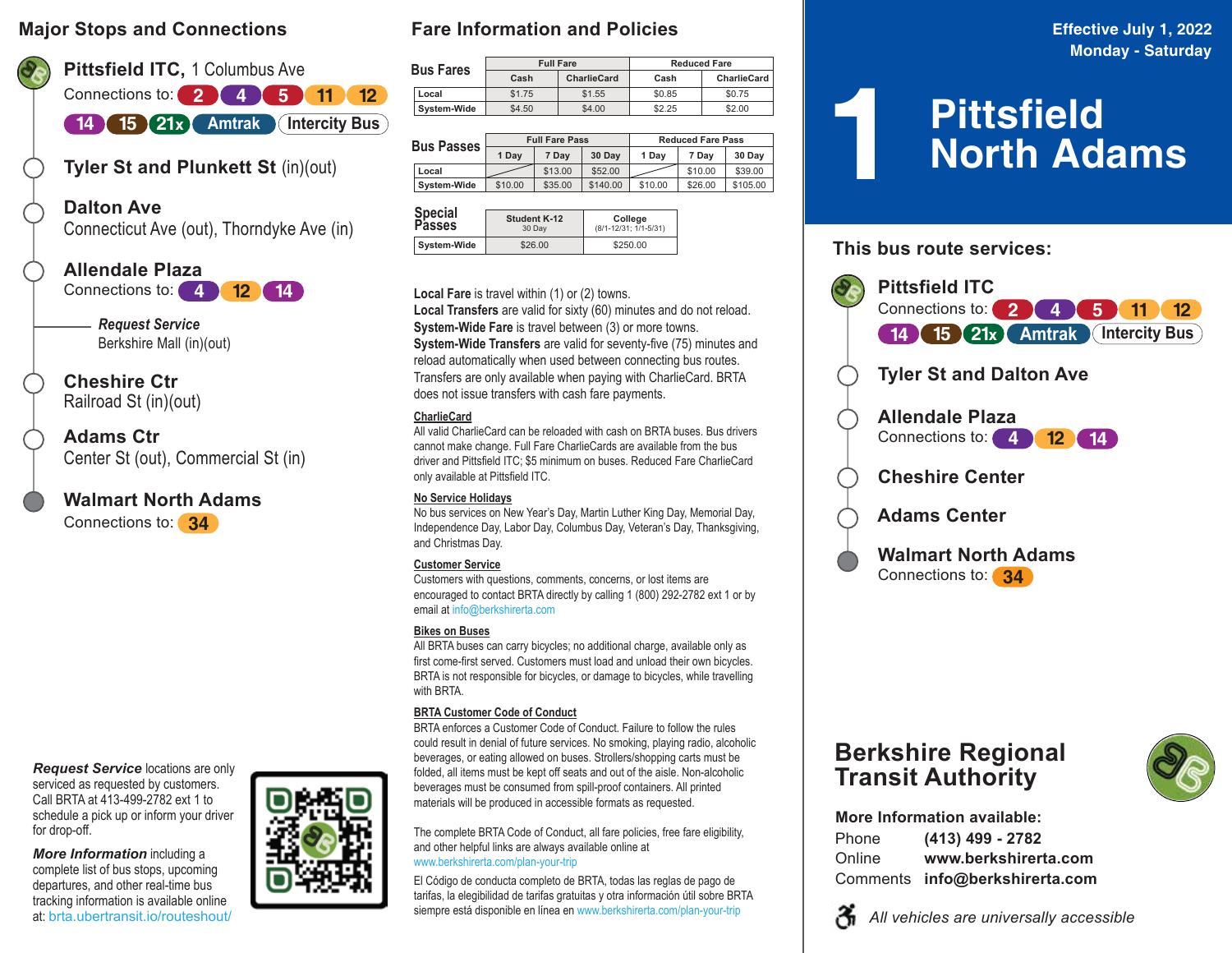## Major Stops and Connections

**Pittsfield ITC**, 1 Columbus Ave
Connections to: 2 4 5 11 12 14 15 21x Amtrak Intercity Bus

**Tyler St and Plunkett St** (in)(out)

**Dalton Ave**
Connecticut Ave (out), Thorndyke Ave (in)

**Allendale Plaza**
Connections to: 4 12 14

*Request Service*
Berkshire Mall (in)(out)

**Cheshire Ctr**
Railroad St (in)(out)

**Adams Ctr**
Center St (out), Commercial St (in)

**Walmart North Adams**
Connections to: 34

***Request Service*** locations are only serviced as requested by customers. Call BRTA at 413-499-2782 ext 1 to schedule a pick up or inform your driver for drop-off.

***More Information*** including a complete list of bus stops, upcoming departures, and other real-time bus tracking information is available online at: brta.ubertransit.io/routeshout/

## Fare Information and Policies

**Bus Fares**

| | Full Fare | | Reduced Fare | |
|---|---|---|---|---|
| | Cash | CharlieCard | Cash | CharlieCard |
| Local | $1.75 | $1.55 | $0.85 | $0.75 |
| System-Wide | $4.50 | $4.00 | $2.25 | $2.00 |

**Bus Passes**

| | Full Fare Pass | | | Reduced Fare Pass | | |
|---|---|---|---|---|---|---|
| | 1 Day | 7 Day | 30 Day | 1 Day | 7 Day | 30 Day |
| Local | | $13.00 | $52.00 | | $10.00 | $39.00 |
| System-Wide | $10.00 | $35.00 | $140.00 | $10.00 | $26.00 | $105.00 |

**Special Passes**

| | Student K-12 (30 Day) | College (8/1-12/31; 1/1-5/31) |
|---|---|---|
| System-Wide | $26.00 | $250.00 |

**Local Fare** is travel within (1) or (2) towns.
**Local Transfers** are valid for sixty (60) minutes and do not reload.
**System-Wide Fare** is travel between (3) or more towns.
**System-Wide Transfers** are valid for seventy-five (75) minutes and reload automatically when used between connecting bus routes. Transfers are only available when paying with CharlieCard. BRTA does not issue transfers with cash fare payments.

**CharlieCard**
All valid CharlieCard can be reloaded with cash on BRTA buses. Bus drivers cannot make change. Full Fare CharlieCards are available from the bus driver and Pittsfield ITC; $5 minimum on buses. Reduced Fare CharlieCard only available at Pittsfield ITC.

**No Service Holidays**
No bus services on New Year's Day, Martin Luther King Day, Memorial Day, Independence Day, Labor Day, Columbus Day, Veteran's Day, Thanksgiving, and Christmas Day.

**Customer Service**
Customers with questions, comments, concerns, or lost items are encouraged to contact BRTA directly by calling 1 (800) 292-2782 ext 1 or by email at info@berkshirerta.com

**Bikes on Buses**
All BRTA buses can carry bicycles; no additional charge, available only as first come-first served. Customers must load and unload their own bicycles. BRTA is not responsible for bicycles, or damage to bicycles, while travelling with BRTA.

**BRTA Customer Code of Conduct**
BRTA enforces a Customer Code of Conduct. Failure to follow the rules could result in denial of future services. No smoking, playing radio, alcoholic beverages, or eating allowed on buses. Strollers/shopping carts must be folded, all items must be kept off seats and out of the aisle. Non-alcoholic beverages must be consumed from spill-proof containers. All printed materials will be produced in accessible formats as requested.

The complete BRTA Code of Conduct, all fare policies, free fare eligibility, and other helpful links are always available online at www.berkshirerta.com/plan-your-trip

El Código de conducta completo de BRTA, todas las reglas de pago de tarifas, la elegibilidad de tarifas gratuitas y otra información útil sobre BRTA siempre está disponible en línea en www.berkshirerta.com/plan-your-trip

Effective July 1, 2022
Monday - Saturday

# 1 Pittsfield North Adams

## This bus route services:

**Pittsfield ITC**
Connections to: 2 4 5 11 12 14 15 21x Amtrak Intercity Bus

**Tyler St and Dalton Ave**

**Allendale Plaza**
Connections to: 4 12 14

**Cheshire Center**

**Adams Center**

**Walmart North Adams**
Connections to: 34

## Berkshire Regional Transit Authority

**More Information available:**

Phone **(413) 499 - 2782**
Online **www.berkshirerta.com**
Comments **info@berkshirerta.com**

*All vehicles are universally accessible*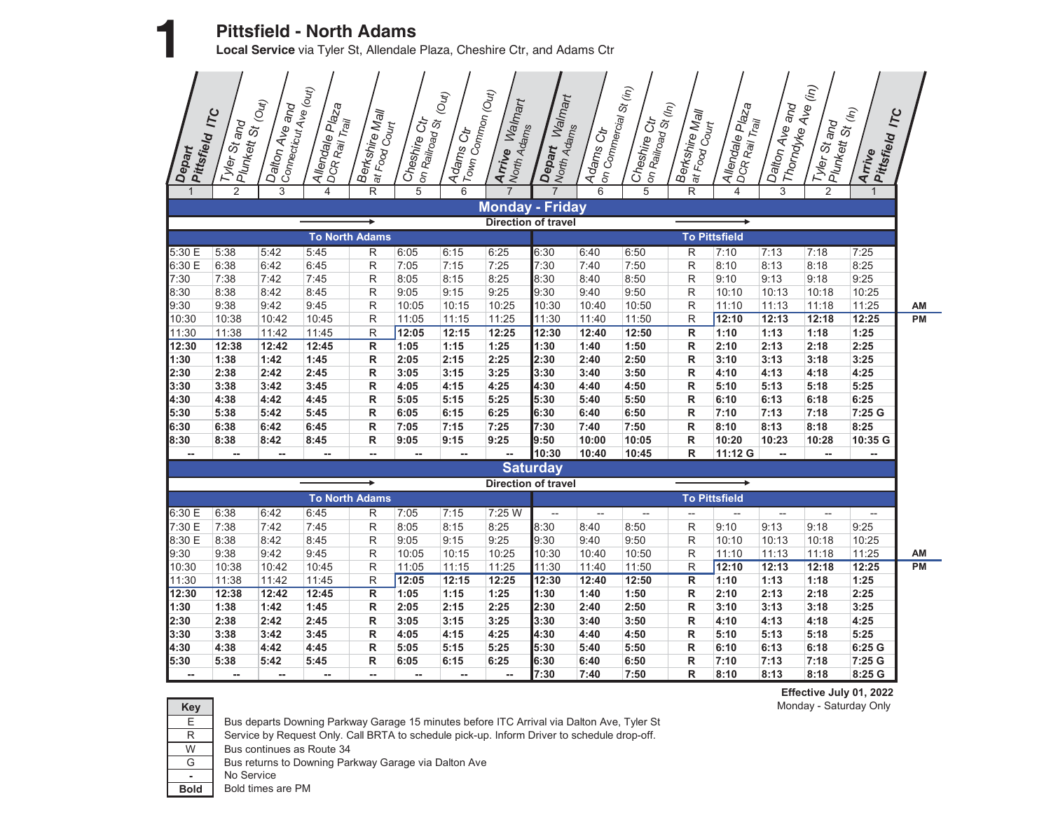# 1 Pittsfield - North Adams

**Local Service** via Tyler St, Allendale Plaza, Cheshire Ctr, and Adams Ctr

## Monday - Friday

Direction of travel: To North Adams → / To Pittsfield →

| Depart Pittsfield ITC (1) | Tyler St and Plunkett St (Out) (2) | Dalton Ave and Connecticut Ave (out) (3) | Allendale Plaza DCR Rail Trail (4) | Berkshire Mall at Food Court (R) | Cheshire Ctr on Railroad St (Out) (5) | Adams Ctr Town Common (Out) (6) | Arrive Walmart North Adams (7) | Depart Walmart North Adams (7) | Adams Ctr on Commercial St (in) (6) | Cheshire Ctr on Railroad St (In) (5) | Berkshire Mall at Food Court (R) | Allendale Plaza DCR Rail Trail (4) | Dalton Ave and Thorndyke Ave (in) (3) | Tyler St and Plunkett St (In) (2) | Arrive Pittsfield ITC (1) |
|---|---|---|---|---|---|---|---|---|---|---|---|---|---|---|---|
| 5:30 E | 5:38 | 5:42 | 5:45 | R | 6:05 | 6:15 | 6:25 | 6:30 | 6:40 | 6:50 | R | 7:10 | 7:13 | 7:18 | 7:25 |
| 6:30 E | 6:38 | 6:42 | 6:45 | R | 7:05 | 7:15 | 7:25 | 7:30 | 7:40 | 7:50 | R | 8:10 | 8:13 | 8:18 | 8:25 |
| 7:30 | 7:38 | 7:42 | 7:45 | R | 8:05 | 8:15 | 8:25 | 8:30 | 8:40 | 8:50 | R | 9:10 | 9:13 | 9:18 | 9:25 |
| 8:30 | 8:38 | 8:42 | 8:45 | R | 9:05 | 9:15 | 9:25 | 9:30 | 9:40 | 9:50 | R | 10:10 | 10:13 | 10:18 | 10:25 |
| 9:30 | 9:38 | 9:42 | 9:45 | R | 10:05 | 10:15 | 10:25 | 10:30 | 10:40 | 10:50 | R | 11:10 | 11:13 | 11:18 | 11:25 |
| 10:30 | 10:38 | 10:42 | 10:45 | R | 11:05 | 11:15 | 11:25 | 11:30 | 11:40 | 11:50 | R | **12:10** | **12:13** | **12:18** | **12:25** |
| 11:30 | 11:38 | 11:42 | 11:45 | R | **12:05** | **12:15** | **12:25** | **12:30** | **12:40** | **12:50** | **R** | **1:10** | **1:13** | **1:18** | **1:25** |
| **12:30** | **12:38** | **12:42** | **12:45** | **R** | **1:05** | **1:15** | **1:25** | **1:30** | **1:40** | **1:50** | **R** | **2:10** | **2:13** | **2:18** | **2:25** |
| **1:30** | **1:38** | **1:42** | **1:45** | **R** | **2:05** | **2:15** | **2:25** | **2:30** | **2:40** | **2:50** | **R** | **3:10** | **3:13** | **3:18** | **3:25** |
| **2:30** | **2:38** | **2:42** | **2:45** | **R** | **3:05** | **3:15** | **3:25** | **3:30** | **3:40** | **3:50** | **R** | **4:10** | **4:13** | **4:18** | **4:25** |
| **3:30** | **3:38** | **3:42** | **3:45** | **R** | **4:05** | **4:15** | **4:25** | **4:30** | **4:40** | **4:50** | **R** | **5:10** | **5:13** | **5:18** | **5:25** |
| **4:30** | **4:38** | **4:42** | **4:45** | **R** | **5:05** | **5:15** | **5:25** | **5:30** | **5:40** | **5:50** | **R** | **6:10** | **6:13** | **6:18** | **6:25** |
| **5:30** | **5:38** | **5:42** | **5:45** | **R** | **6:05** | **6:15** | **6:25** | **6:30** | **6:40** | **6:50** | **R** | **7:10** | **7:13** | **7:18** | **7:25 G** |
| **6:30** | **6:38** | **6:42** | **6:45** | **R** | **7:05** | **7:15** | **7:25** | **7:30** | **7:40** | **7:50** | **R** | **8:10** | **8:13** | **8:18** | **8:25** |
| **8:30** | **8:38** | **8:42** | **8:45** | **R** | **9:05** | **9:15** | **9:25** | **9:50** | **10:00** | **10:05** | **R** | **10:20** | **10:23** | **10:28** | **10:35 G** |
| -- | -- | -- | -- | -- | -- | -- | -- | **10:30** | **10:40** | **10:45** | **R** | **11:12 G** | -- | -- | -- |

## Saturday

Direction of travel: To North Adams → / To Pittsfield →

| Depart Pittsfield ITC (1) | Tyler St and Plunkett St (Out) (2) | Dalton Ave and Connecticut Ave (out) (3) | Allendale Plaza DCR Rail Trail (4) | Berkshire Mall at Food Court (R) | Cheshire Ctr on Railroad St (Out) (5) | Adams Ctr Town Common (Out) (6) | Arrive Walmart North Adams (7) | Depart Walmart North Adams (7) | Adams Ctr on Commercial St (in) (6) | Cheshire Ctr on Railroad St (In) (5) | Berkshire Mall at Food Court (R) | Allendale Plaza DCR Rail Trail (4) | Dalton Ave and Thorndyke Ave (in) (3) | Tyler St and Plunkett St (In) (2) | Arrive Pittsfield ITC (1) |
|---|---|---|---|---|---|---|---|---|---|---|---|---|---|---|---|
| 6:30 E | 6:38 | 6:42 | 6:45 | R | 7:05 | 7:15 | 7:25 W | -- | -- | -- | -- | -- | -- | -- | -- |
| 7:30 E | 7:38 | 7:42 | 7:45 | R | 8:05 | 8:15 | 8:25 | 8:30 | 8:40 | 8:50 | R | 9:10 | 9:13 | 9:18 | 9:25 |
| 8:30 E | 8:38 | 8:42 | 8:45 | R | 9:05 | 9:15 | 9:25 | 9:30 | 9:40 | 9:50 | R | 10:10 | 10:13 | 10:18 | 10:25 |
| 9:30 | 9:38 | 9:42 | 9:45 | R | 10:05 | 10:15 | 10:25 | 10:30 | 10:40 | 10:50 | R | 11:10 | 11:13 | 11:18 | 11:25 |
| 10:30 | 10:38 | 10:42 | 10:45 | R | 11:05 | 11:15 | 11:25 | 11:30 | 11:40 | 11:50 | R | **12:10** | **12:13** | **12:18** | **12:25** |
| 11:30 | 11:38 | 11:42 | 11:45 | R | **12:05** | **12:15** | **12:25** | **12:30** | **12:40** | **12:50** | **R** | **1:10** | **1:13** | **1:18** | **1:25** |
| **12:30** | **12:38** | **12:42** | **12:45** | **R** | **1:05** | **1:15** | **1:25** | **1:30** | **1:40** | **1:50** | **R** | **2:10** | **2:13** | **2:18** | **2:25** |
| **1:30** | **1:38** | **1:42** | **1:45** | **R** | **2:05** | **2:15** | **2:25** | **2:30** | **2:40** | **2:50** | **R** | **3:10** | **3:13** | **3:18** | **3:25** |
| **2:30** | **2:38** | **2:42** | **2:45** | **R** | **3:05** | **3:15** | **3:25** | **3:30** | **3:40** | **3:50** | **R** | **4:10** | **4:13** | **4:18** | **4:25** |
| **3:30** | **3:38** | **3:42** | **3:45** | **R** | **4:05** | **4:15** | **4:25** | **4:30** | **4:40** | **4:50** | **R** | **5:10** | **5:13** | **5:18** | **5:25** |
| **4:30** | **4:38** | **4:42** | **4:45** | **R** | **5:05** | **5:15** | **5:25** | **5:30** | **5:40** | **5:50** | **R** | **6:10** | **6:13** | **6:18** | **6:25 G** |
| **5:30** | **5:38** | **5:42** | **5:45** | **R** | **6:05** | **6:15** | **6:25** | **6:30** | **6:40** | **6:50** | **R** | **7:10** | **7:13** | **7:18** | **7:25 G** |
| -- | -- | -- | -- | -- | -- | -- | -- | **7:30** | **7:40** | **7:50** | **R** | **8:10** | **8:13** | **8:18** | **8:25 G** |

**Effective July 01, 2022**
Monday - Saturday Only

| Key | |
|---|---|
| E | Bus departs Downing Parkway Garage 15 minutes before ITC Arrival via Dalton Ave, Tyler St |
| R | Service by Request Only. Call BRTA to schedule pick-up. Inform Driver to schedule drop-off. |
| W | Bus continues as Route 34 |
| G | Bus returns to Downing Parkway Garage via Dalton Ave |
| - | No Service |
| **Bold** | Bold times are PM |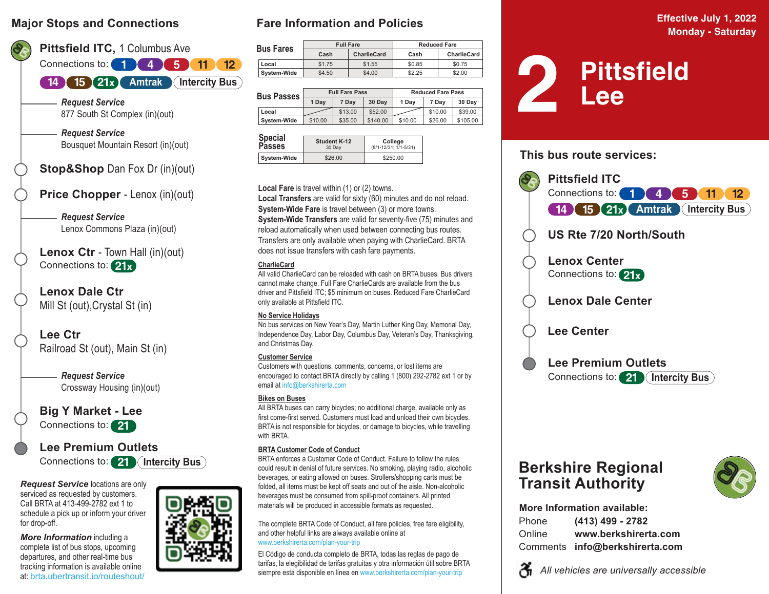## Major Stops and Connections

**Pittsfield ITC,** 1 Columbus Ave
Connections to: 1, 4, 5, 11, 12, 14, 15, 21x, Amtrak, Intercity Bus

*Request Service*
877 South St Complex (in)(out)

*Request Service*
Bousquet Mountain Resort (in)(out)

**Stop&Shop** Dan Fox Dr (in)(out)

**Price Chopper** - Lenox (in)(out)

*Request Service*
Lenox Commons Plaza (in)(out)

**Lenox Ctr** - Town Hall (in)(out)
Connections to: 21x

**Lenox Dale Ctr**
Mill St (out),Crystal St (in)

**Lee Ctr**
Railroad St (out), Main St (in)

*Request Service*
Crossway Housing (in)(out)

**Big Y Market - Lee**
Connections to: 21

**Lee Premium Outlets**
Connections to: 21, Intercity Bus

***Request Service*** locations are only serviced as requested by customers. Call BRTA at 413-499-2782 ext 1 to schedule a pick up or inform your driver for drop-off.

***More Information*** including a complete list of bus stops, upcoming departures, and other real-time bus tracking information is available online at: brta.ubertransit.io/routeshout/

## Fare Information and Policies

**Bus Fares**

| | Full Fare | | Reduced Fare | |
|---|---|---|---|---|
| | Cash | CharlieCard | Cash | CharlieCard |
| Local | $1.75 | $1.55 | $0.85 | $0.75 |
| System-Wide | $4.50 | $4.00 | $2.25 | $2.00 |

**Bus Passes**

| | Full Fare Pass | | | Reduced Fare Pass | | |
|---|---|---|---|---|---|---|
| | 1 Day | 7 Day | 30 Day | 1 Day | 7 Day | 30 Day |
| Local | | $13.00 | $52.00 | | $10.00 | $39.00 |
| System-Wide | $10.00 | $35.00 | $140.00 | $10.00 | $26.00 | $105.00 |

**Special Passes**

| | Student K-12 30 Day | College (8/1-12/31; 1/1-5/31) |
|---|---|---|
| System-Wide | $26.00 | $250.00 |

**Local Fare** is travel within (1) or (2) towns.
**Local Transfers** are valid for sixty (60) minutes and do not reload.
**System-Wide Fare** is travel between (3) or more towns.
**System-Wide Transfers** are valid for seventy-five (75) minutes and reload automatically when used between connecting bus routes. Transfers are only available when paying with CharlieCard. BRTA does not issue transfers with cash fare payments.

**CharlieCard**
All valid CharlieCard can be reloaded with cash on BRTA buses. Bus drivers cannot make change. Full Fare CharlieCards are available from the bus driver and Pittsfield ITC; $5 minimum on buses. Reduced Fare CharlieCard only available at Pittsfield ITC.

**No Service Holidays**
No bus services on New Year's Day, Martin Luther King Day, Memorial Day, Independence Day, Labor Day, Columbus Day, Veteran's Day, Thanksgiving, and Christmas Day.

**Customer Service**
Customers with questions, comments, concerns, or lost items are encouraged to contact BRTA directly by calling 1 (800) 292-2782 ext 1 or by email at info@berkshirerta.com

**Bikes on Buses**
All BRTA buses can carry bicycles; no additional charge, available only as first come-first served. Customers must load and unload their own bicycles. BRTA is not responsible for bicycles, or damage to bicycles, while travelling with BRTA.

**BRTA Customer Code of Conduct**
BRTA enforces a Customer Code of Conduct. Failure to follow the rules could result in denial of future services. No smoking, playing radio, alcoholic beverages, or eating allowed on buses. Strollers/shopping carts must be folded, all items must be kept off seats and out of the aisle. Non-alcoholic beverages must be consumed from spill-proof containers. All printed materials will be produced in accessible formats as requested.

The complete BRTA Code of Conduct, all fare policies, free fare eligibility, and other helpful links are always available online at www.berkshirerta.com/plan-your-trip

El Código de conducta completo de BRTA, todas las reglas de pago de tarifas, la elegibilidad de tarifas gratuitas y otra información útil sobre BRTA siempre está disponible en línea en www.berkshirerta.com/plan-your-trip

Effective July 1, 2022
Monday - Saturday

# 2 Pittsfield Lee

### This bus route services:

**Pittsfield ITC**
Connections to: 1, 4, 5, 11, 12, 14, 15, 21x, Amtrak, Intercity Bus

**US Rte 7/20 North/South**

**Lenox Center**
Connections to: 21x

**Lenox Dale Center**

**Lee Center**

**Lee Premium Outlets**
Connections to: 21, Intercity Bus

## Berkshire Regional Transit Authority

**More Information available:**
Phone **(413) 499 - 2782**
Online **www.berkshirerta.com**
Comments **info@berkshirerta.com**

*All vehicles are universally accessible*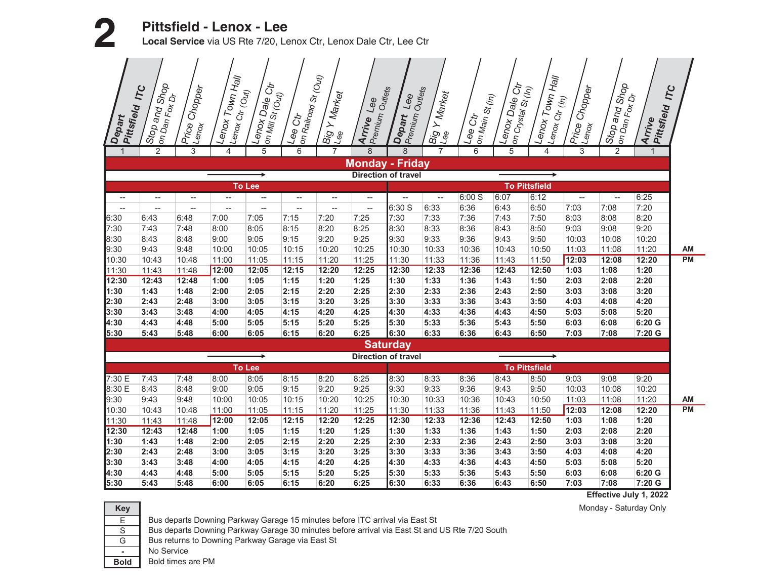# 2 Pittsfield - Lenox - Lee

**Local Service** via US Rte 7/20, Lenox Ctr, Lenox Dale Ctr, Lee Ctr

## Monday - Friday

| Depart Pittsfield ITC (1) | Stop and Shop on Dan Fox Dr (2) | Price Chopper Lenox (3) | Lenox Town Hall Lenox Ctr (Out) (4) | Lenox Dale Ctr on Mill St (Out) (5) | Lee Ctr on Railroad St (Out) (6) | Big Y Market Lee (7) | Arrive Lee Premium Outlets (8) | Depart Lee Premium Outlets (8) | Big Y Market Lee (7) | Lee Ctr on Main St (In) (6) | Lenox Dale Ctr on Crystal St (In) (5) | Lenox Town Hall Lenox Ctr (In) (4) | Price Chopper Lenox (3) | Stop and Shop on Dan Fox Dr (2) | Arrive Pittsfield ITC (1) | |
|---|---|---|---|---|---|---|---|---|---|---|---|---|---|---|---|---|
| To Lee | | | | | | | | To Pittsfield | | | | | | | | |
| -- | -- | -- | -- | -- | -- | -- | -- | -- | -- | 6:00 S | 6:07 | 6:12 | -- | -- | 6:25 | |
| -- | -- | -- | -- | -- | -- | -- | -- | 6:30 S | 6:33 | 6:36 | 6:43 | 6:50 | 7:03 | 7:08 | 7:20 | |
| 6:30 | 6:43 | 6:48 | 7:00 | 7:05 | 7:15 | 7:20 | 7:25 | 7:30 | 7:33 | 7:36 | 7:43 | 7:50 | 8:03 | 8:08 | 8:20 | |
| 7:30 | 7:43 | 7:48 | 8:00 | 8:05 | 8:15 | 8:20 | 8:25 | 8:30 | 8:33 | 8:36 | 8:43 | 8:50 | 9:03 | 9:08 | 9:20 | |
| 8:30 | 8:43 | 8:48 | 9:00 | 9:05 | 9:15 | 9:20 | 9:25 | 9:30 | 9:33 | 9:36 | 9:43 | 9:50 | 10:03 | 10:08 | 10:20 | |
| 9:30 | 9:43 | 9:48 | 10:00 | 10:05 | 10:15 | 10:20 | 10:25 | 10:30 | 10:33 | 10:36 | 10:43 | 10:50 | 11:03 | 11:08 | 11:20 | AM |
| 10:30 | 10:43 | 10:48 | 11:00 | 11:05 | 11:15 | 11:20 | 11:25 | 11:30 | 11:33 | 11:36 | 11:43 | 11:50 | **12:03** | **12:08** | **12:20** | PM |
| 11:30 | 11:43 | 11:48 | **12:00** | **12:05** | **12:15** | **12:20** | **12:25** | **12:30** | **12:33** | **12:36** | **12:43** | **12:50** | **1:03** | **1:08** | **1:20** | |
| **12:30** | **12:43** | **12:48** | **1:00** | **1:05** | **1:15** | **1:20** | **1:25** | **1:30** | **1:33** | **1:36** | **1:43** | **1:50** | **2:03** | **2:08** | **2:20** | |
| **1:30** | **1:43** | **1:48** | **2:00** | **2:05** | **2:15** | **2:20** | **2:25** | **2:30** | **2:33** | **2:36** | **2:43** | **2:50** | **3:03** | **3:08** | **3:20** | |
| **2:30** | **2:43** | **2:48** | **3:00** | **3:05** | **3:15** | **3:20** | **3:25** | **3:30** | **3:33** | **3:36** | **3:43** | **3:50** | **4:03** | **4:08** | **4:20** | |
| **3:30** | **3:43** | **3:48** | **4:00** | **4:05** | **4:15** | **4:20** | **4:25** | **4:30** | **4:33** | **4:36** | **4:43** | **4:50** | **5:03** | **5:08** | **5:20** | |
| **4:30** | **4:43** | **4:48** | **5:00** | **5:05** | **5:15** | **5:20** | **5:25** | **5:30** | **5:33** | **5:36** | **5:43** | **5:50** | **6:03** | **6:08** | **6:20 G** | |
| **5:30** | **5:43** | **5:48** | **6:00** | **6:05** | **6:15** | **6:20** | **6:25** | **6:30** | **6:33** | **6:36** | **6:43** | **6:50** | **7:03** | **7:08** | **7:20 G** | |

## Saturday

| Depart Pittsfield ITC (1) | Stop and Shop on Dan Fox Dr (2) | Price Chopper Lenox (3) | Lenox Town Hall Lenox Ctr (Out) (4) | Lenox Dale Ctr on Mill St (Out) (5) | Lee Ctr on Railroad St (Out) (6) | Big Y Market Lee (7) | Arrive Lee Premium Outlets (8) | Depart Lee Premium Outlets (8) | Big Y Market Lee (7) | Lee Ctr on Main St (In) (6) | Lenox Dale Ctr on Crystal St (In) (5) | Lenox Town Hall Lenox Ctr (In) (4) | Price Chopper Lenox (3) | Stop and Shop on Dan Fox Dr (2) | Arrive Pittsfield ITC (1) | |
|---|---|---|---|---|---|---|---|---|---|---|---|---|---|---|---|---|
| To Lee | | | | | | | | To Pittsfield | | | | | | | | |
| 7:30 E | 7:43 | 7:48 | 8:00 | 8:05 | 8:15 | 8:20 | 8:25 | 8:30 | 8:33 | 8:36 | 8:43 | 8:50 | 9:03 | 9:08 | 9:20 | |
| 8:30 E | 8:43 | 8:48 | 9:00 | 9:05 | 9:15 | 9:20 | 9:25 | 9:30 | 9:33 | 9:36 | 9:43 | 9:50 | 10:03 | 10:08 | 10:20 | |
| 9:30 | 9:43 | 9:48 | 10:00 | 10:05 | 10:15 | 10:20 | 10:25 | 10:30 | 10:33 | 10:36 | 10:43 | 10:50 | 11:03 | 11:08 | 11:20 | AM |
| 10:30 | 10:43 | 10:48 | 11:00 | 11:05 | 11:15 | 11:20 | 11:25 | 11:30 | 11:33 | 11:36 | 11:43 | 11:50 | **12:03** | **12:08** | **12:20** | PM |
| 11:30 | 11:43 | 11:48 | **12:00** | **12:05** | **12:15** | **12:20** | **12:25** | **12:30** | **12:33** | **12:36** | **12:43** | **12:50** | **1:03** | **1:08** | **1:20** | |
| **12:30** | **12:43** | **12:48** | **1:00** | **1:05** | **1:15** | **1:20** | **1:25** | **1:30** | **1:33** | **1:36** | **1:43** | **1:50** | **2:03** | **2:08** | **2:20** | |
| **1:30** | **1:43** | **1:48** | **2:00** | **2:05** | **2:15** | **2:20** | **2:25** | **2:30** | **2:33** | **2:36** | **2:43** | **2:50** | **3:03** | **3:08** | **3:20** | |
| **2:30** | **2:43** | **2:48** | **3:00** | **3:05** | **3:15** | **3:20** | **3:25** | **3:30** | **3:33** | **3:36** | **3:43** | **3:50** | **4:03** | **4:08** | **4:20** | |
| **3:30** | **3:43** | **3:48** | **4:00** | **4:05** | **4:15** | **4:20** | **4:25** | **4:30** | **4:33** | **4:36** | **4:43** | **4:50** | **5:03** | **5:08** | **5:20** | |
| **4:30** | **4:43** | **4:48** | **5:00** | **5:05** | **5:15** | **5:20** | **5:25** | **5:30** | **5:33** | **5:36** | **5:43** | **5:50** | **6:03** | **6:08** | **6:20 G** | |
| **5:30** | **5:43** | **5:48** | **6:00** | **6:05** | **6:15** | **6:20** | **6:25** | **6:30** | **6:33** | **6:36** | **6:43** | **6:50** | **7:03** | **7:08** | **7:20 G** | |

**Effective July 1, 2022**

Monday - Saturday Only

| Key | |
|---|---|
| E | Bus departs Downing Parkway Garage 15 minutes before ITC arrival via East St |
| S | Bus departs Downing Parkway Garage 30 minutes before arrival via East St and US Rte 7/20 South |
| G | Bus returns to Downing Parkway Garage via East St |
| - | No Service |
| **Bold** | Bold times are PM |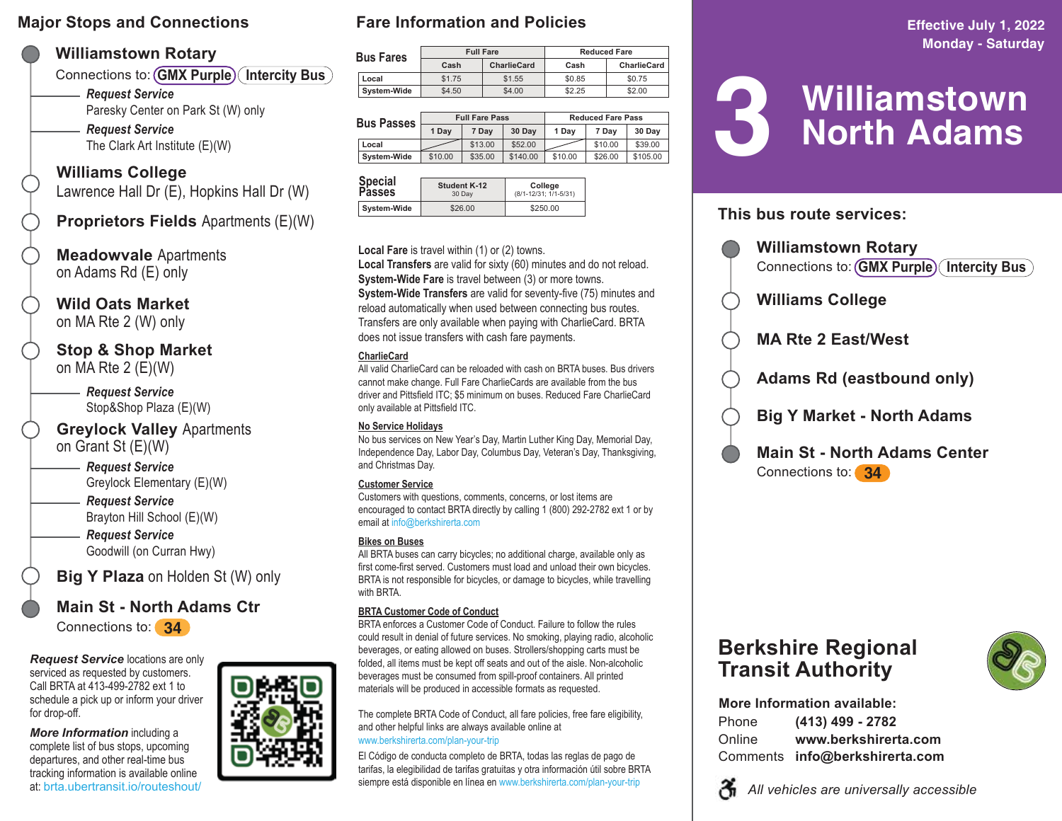## Major Stops and Connections

**Williamstown Rotary**
Connections to: GMX Purple, Intercity Bus

- *Request Service* — Paresky Center on Park St (W) only
- *Request Service* — The Clark Art Institute (E)(W)

**Williams College**
Lawrence Hall Dr (E), Hopkins Hall Dr (W)

**Proprietors Fields** Apartments (E)(W)

**Meadowvale** Apartments
on Adams Rd (E) only

**Wild Oats Market**
on MA Rte 2 (W) only

**Stop & Shop Market**
on MA Rte 2 (E)(W)

- *Request Service* — Stop&Shop Plaza (E)(W)

**Greylock Valley** Apartments
on Grant St (E)(W)

- *Request Service* — Greylock Elementary (E)(W)
- *Request Service* — Brayton Hill School (E)(W)
- *Request Service* — Goodwill (on Curran Hwy)

**Big Y Plaza** on Holden St (W) only

**Main St - North Adams Ctr**
Connections to: 34

***Request Service*** locations are only serviced as requested by customers. Call BRTA at 413-499-2782 ext 1 to schedule a pick up or inform your driver for drop-off.

***More Information*** including a complete list of bus stops, upcoming departures, and other real-time bus tracking information is available online at: brta.ubertransit.io/routeshout/

## Fare Information and Policies

**Bus Fares**

| | Full Fare | | Reduced Fare | |
|---|---|---|---|---|
| | Cash | CharlieCard | Cash | CharlieCard |
| Local | $1.75 | $1.55 | $0.85 | $0.75 |
| System-Wide | $4.50 | $4.00 | $2.25 | $2.00 |

**Bus Passes**

| | Full Fare Pass | | | Reduced Fare Pass | | |
|---|---|---|---|---|---|---|
| | 1 Day | 7 Day | 30 Day | 1 Day | 7 Day | 30 Day |
| Local | | $13.00 | $52.00 | | $10.00 | $39.00 |
| System-Wide | $10.00 | $35.00 | $140.00 | $10.00 | $26.00 | $105.00 |

**Special Passes**

| | Student K-12 (30 Day) | College (8/1-12/31; 1/1-5/31) |
|---|---|---|
| System-Wide | $26.00 | $250.00 |

**Local Fare** is travel within (1) or (2) towns.
**Local Transfers** are valid for sixty (60) minutes and do not reload.
**System-Wide Fare** is travel between (3) or more towns.
**System-Wide Transfers** are valid for seventy-five (75) minutes and reload automatically when used between connecting bus routes. Transfers are only available when paying with CharlieCard. BRTA does not issue transfers with cash fare payments.

**CharlieCard**
All valid CharlieCard can be reloaded with cash on BRTA buses. Bus drivers cannot make change. Full Fare CharlieCards are available from the bus driver and Pittsfield ITC; $5 minimum on buses. Reduced Fare CharlieCard only available at Pittsfield ITC.

**No Service Holidays**
No bus services on New Year's Day, Martin Luther King Day, Memorial Day, Independence Day, Labor Day, Columbus Day, Veteran's Day, Thanksgiving, and Christmas Day.

**Customer Service**
Customers with questions, comments, concerns, or lost items are encouraged to contact BRTA directly by calling 1 (800) 292-2782 ext 1 or by email at info@berkshirerta.com

**Bikes on Buses**
All BRTA buses can carry bicycles; no additional charge, available only as first come-first served. Customers must load and unload their own bicycles. BRTA is not responsible for bicycles, or damage to bicycles, while travelling with BRTA.

**BRTA Customer Code of Conduct**
BRTA enforces a Customer Code of Conduct. Failure to follow the rules could result in denial of future services. No smoking, playing radio, alcoholic beverages, or eating allowed on buses. Strollers/shopping carts must be folded, all items must be kept off seats and out of the aisle. Non-alcoholic beverages must be consumed from spill-proof containers. All printed materials will be produced in accessible formats as requested.

The complete BRTA Code of Conduct, all fare policies, free fare eligibility, and other helpful links are always available online at www.berkshirerta.com/plan-your-trip

El Código de conducta completo de BRTA, todas las reglas de pago de tarifas, la elegibilidad de tarifas gratuitas y otra información útil sobre BRTA siempre está disponible en línea en www.berkshirerta.com/plan-your-trip

**Effective July 1, 2022**
**Monday - Saturday**

# 3 Williamstown North Adams

## This bus route services:

- **Williamstown Rotary** — Connections to: GMX Purple, Intercity Bus
- **Williams College**
- **MA Rte 2 East/West**
- **Adams Rd (eastbound only)**
- **Big Y Market - North Adams**
- **Main St - North Adams Center** — Connections to: 34

## Berkshire Regional Transit Authority

**More Information available:**

Phone **(413) 499 - 2782**
Online **www.berkshirerta.com**
Comments **info@berkshirerta.com**

*All vehicles are universally accessible*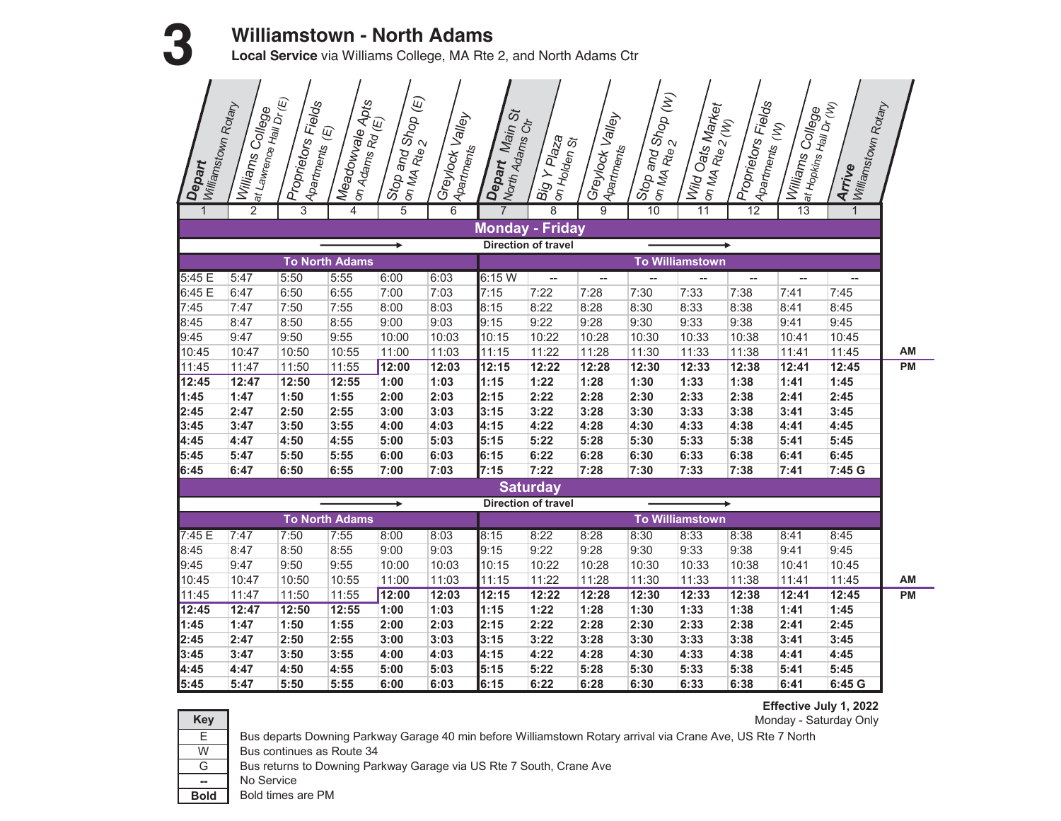# 3 Williamstown - North Adams

**Local Service** via Williams College, MA Rte 2, and North Adams Ctr

## Monday - Friday

| | To North Adams | | | | | | To Williamstown | | | | | | | |
|---|---|---|---|---|---|---|---|---|---|---|---|---|---|---|
| **Depart** Williamstown Rotary | Williams College at Lawrence Hall Dr (E) | Proprietors Fields Apartments (E) | Meadowvale Apts on Adams Rd (E) | Stop and Shop (E) on MA Rte 2 | Greylock Valley Apartments | **Depart** Main St North Adams Ctr | Big Y Plaza on Holden St | Greylock Valley Apartments | Stop and Shop (W) on MA Rte 2 | Wild Oats Market on MA Rte 2 (W) | Proprietors Fields Apartments (W) | Williams College at Hopkins Hall Dr (W) | **Arrive** Williamstown Rotary | |
| 1 | 2 | 3 | 4 | 5 | 6 | 7 | 8 | 9 | 10 | 11 | 12 | 13 | 1 | |
| 5:45 E | 5:47 | 5:50 | 5:55 | 6:00 | 6:03 | 6:15 W | -- | -- | -- | -- | -- | -- | -- | |
| 6:45 E | 6:47 | 6:50 | 6:55 | 7:00 | 7:03 | 7:15 | 7:22 | 7:28 | 7:30 | 7:33 | 7:38 | 7:41 | 7:45 | |
| 7:45 | 7:47 | 7:50 | 7:55 | 8:00 | 8:03 | 8:15 | 8:22 | 8:28 | 8:30 | 8:33 | 8:38 | 8:41 | 8:45 | |
| 8:45 | 8:47 | 8:50 | 8:55 | 9:00 | 9:03 | 9:15 | 9:22 | 9:28 | 9:30 | 9:33 | 9:38 | 9:41 | 9:45 | |
| 9:45 | 9:47 | 9:50 | 9:55 | 10:00 | 10:03 | 10:15 | 10:22 | 10:28 | 10:30 | 10:33 | 10:38 | 10:41 | 10:45 | |
| 10:45 | 10:47 | 10:50 | 10:55 | 11:00 | 11:03 | 11:15 | 11:22 | 11:28 | 11:30 | 11:33 | 11:38 | 11:41 | 11:45 | AM |
| 11:45 | 11:47 | 11:50 | 11:55 | **12:00** | **12:03** | **12:15** | **12:22** | **12:28** | **12:30** | **12:33** | **12:38** | **12:41** | **12:45** | PM |
| **12:45** | **12:47** | **12:50** | **12:55** | **1:00** | **1:03** | **1:15** | **1:22** | **1:28** | **1:30** | **1:33** | **1:38** | **1:41** | **1:45** | |
| **1:45** | **1:47** | **1:50** | **1:55** | **2:00** | **2:03** | **2:15** | **2:22** | **2:28** | **2:30** | **2:33** | **2:38** | **2:41** | **2:45** | |
| **2:45** | **2:47** | **2:50** | **2:55** | **3:00** | **3:03** | **3:15** | **3:22** | **3:28** | **3:30** | **3:33** | **3:38** | **3:41** | **3:45** | |
| **3:45** | **3:47** | **3:50** | **3:55** | **4:00** | **4:03** | **4:15** | **4:22** | **4:28** | **4:30** | **4:33** | **4:38** | **4:41** | **4:45** | |
| **4:45** | **4:47** | **4:50** | **4:55** | **5:00** | **5:03** | **5:15** | **5:22** | **5:28** | **5:30** | **5:33** | **5:38** | **5:41** | **5:45** | |
| **5:45** | **5:47** | **5:50** | **5:55** | **6:00** | **6:03** | **6:15** | **6:22** | **6:28** | **6:30** | **6:33** | **6:38** | **6:41** | **6:45** | |
| **6:45** | **6:47** | **6:50** | **6:55** | **7:00** | **7:03** | **7:15** | **7:22** | **7:28** | **7:30** | **7:33** | **7:38** | **7:41** | **7:45 G** | |

## Saturday

| | To North Adams | | | | | | To Williamstown | | | | | | | |
|---|---|---|---|---|---|---|---|---|---|---|---|---|---|---|
| **Depart** Williamstown Rotary | Williams College at Lawrence Hall Dr (E) | Proprietors Fields Apartments (E) | Meadowvale Apts on Adams Rd (E) | Stop and Shop (E) on MA Rte 2 | Greylock Valley Apartments | **Depart** Main St North Adams Ctr | Big Y Plaza on Holden St | Greylock Valley Apartments | Stop and Shop (W) on MA Rte 2 | Wild Oats Market on MA Rte 2 (W) | Proprietors Fields Apartments (W) | Williams College at Hopkins Hall Dr (W) | **Arrive** Williamstown Rotary | |
| 1 | 2 | 3 | 4 | 5 | 6 | 7 | 8 | 9 | 10 | 11 | 12 | 13 | 1 | |
| 7:45 E | 7:47 | 7:50 | 7:55 | 8:00 | 8:03 | 8:15 | 8:22 | 8:28 | 8:30 | 8:33 | 8:38 | 8:41 | 8:45 | |
| 8:45 | 8:47 | 8:50 | 8:55 | 9:00 | 9:03 | 9:15 | 9:22 | 9:28 | 9:30 | 9:33 | 9:38 | 9:41 | 9:45 | |
| 9:45 | 9:47 | 9:50 | 9:55 | 10:00 | 10:03 | 10:15 | 10:22 | 10:28 | 10:30 | 10:33 | 10:38 | 10:41 | 10:45 | |
| 10:45 | 10:47 | 10:50 | 10:55 | 11:00 | 11:03 | 11:15 | 11:22 | 11:28 | 11:30 | 11:33 | 11:38 | 11:41 | 11:45 | AM |
| 11:45 | 11:47 | 11:50 | 11:55 | **12:00** | **12:03** | **12:15** | **12:22** | **12:28** | **12:30** | **12:33** | **12:38** | **12:41** | **12:45** | PM |
| **12:45** | **12:47** | **12:50** | **12:55** | **1:00** | **1:03** | **1:15** | **1:22** | **1:28** | **1:30** | **1:33** | **1:38** | **1:41** | **1:45** | |
| **1:45** | **1:47** | **1:50** | **1:55** | **2:00** | **2:03** | **2:15** | **2:22** | **2:28** | **2:30** | **2:33** | **2:38** | **2:41** | **2:45** | |
| **2:45** | **2:47** | **2:50** | **2:55** | **3:00** | **3:03** | **3:15** | **3:22** | **3:28** | **3:30** | **3:33** | **3:38** | **3:41** | **3:45** | |
| **3:45** | **3:47** | **3:50** | **3:55** | **4:00** | **4:03** | **4:15** | **4:22** | **4:28** | **4:30** | **4:33** | **4:38** | **4:41** | **4:45** | |
| **4:45** | **4:47** | **4:50** | **4:55** | **5:00** | **5:03** | **5:15** | **5:22** | **5:28** | **5:30** | **5:33** | **5:38** | **5:41** | **5:45** | |
| **5:45** | **5:47** | **5:50** | **5:55** | **6:00** | **6:03** | **6:15** | **6:22** | **6:28** | **6:30** | **6:33** | **6:38** | **6:41** | **6:45 G** | |

**Effective July 1, 2022**
Monday - Saturday Only

| Key | |
|---|---|
| E | Bus departs Downing Parkway Garage 40 min before Williamstown Rotary arrival via Crane Ave, US Rte 7 North |
| W | Bus continues as Route 34 |
| G | Bus returns to Downing Parkway Garage via US Rte 7 South, Crane Ave |
| -- | No Service |
| **Bold** | Bold times are PM |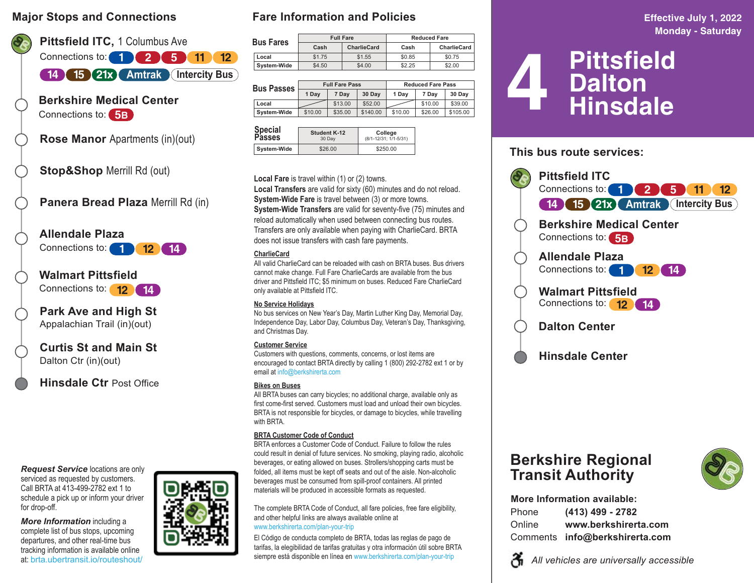## Major Stops and Connections

**Pittsfield ITC,** 1 Columbus Ave
Connections to: 1 2 5 11 12 14 15 21x Amtrak Intercity Bus

**Berkshire Medical Center**
Connections to: 5B

**Rose Manor** Apartments (in)(out)

**Stop&Shop** Merrill Rd (out)

**Panera Bread Plaza** Merrill Rd (in)

**Allendale Plaza**
Connections to: 1 12 14

**Walmart Pittsfield**
Connections to: 12 14

**Park Ave and High St**
Appalachian Trail (in)(out)

**Curtis St and Main St**
Dalton Ctr (in)(out)

**Hinsdale Ctr** Post Office

***Request Service*** locations are only serviced as requested by customers. Call BRTA at 413-499-2782 ext 1 to schedule a pick up or inform your driver for drop-off.

***More Information*** including a complete list of bus stops, upcoming departures, and other real-time bus tracking information is available online at: brta.ubertransit.io/routeshout/

## Fare Information and Policies

**Bus Fares**

| | Full Fare | | Reduced Fare | |
|---|---|---|---|---|
| | Cash | CharlieCard | Cash | CharlieCard |
| Local | $1.75 | $1.55 | $0.85 | $0.75 |
| System-Wide | $4.50 | $4.00 | $2.25 | $2.00 |

**Bus Passes**

| | Full Fare Pass | | | Reduced Fare Pass | | |
|---|---|---|---|---|---|---|
| | 1 Day | 7 Day | 30 Day | 1 Day | 7 Day | 30 Day |
| Local | | $13.00 | $52.00 | | $10.00 | $39.00 |
| System-Wide | $10.00 | $35.00 | $140.00 | $10.00 | $26.00 | $105.00 |

**Special Passes**

| | Student K-12 30 Day | College (8/1-12/31; 1/1-5/31) |
|---|---|---|
| System-Wide | $26.00 | $250.00 |

**Local Fare** is travel within (1) or (2) towns.
**Local Transfers** are valid for sixty (60) minutes and do not reload.
**System-Wide Fare** is travel between (3) or more towns.
**System-Wide Transfers** are valid for seventy-five (75) minutes and reload automatically when used between connecting bus routes. Transfers are only available when paying with CharlieCard. BRTA does not issue transfers with cash fare payments.

**CharlieCard**
All valid CharlieCard can be reloaded with cash on BRTA buses. Bus drivers cannot make change. Full Fare CharlieCards are available from the bus driver and Pittsfield ITC; $5 minimum on buses. Reduced Fare CharlieCard only available at Pittsfield ITC.

**No Service Holidays**
No bus services on New Year's Day, Martin Luther King Day, Memorial Day, Independence Day, Labor Day, Columbus Day, Veteran's Day, Thanksgiving, and Christmas Day.

**Customer Service**
Customers with questions, comments, concerns, or lost items are encouraged to contact BRTA directly by calling 1 (800) 292-2782 ext 1 or by email at info@berkshirerta.com

**Bikes on Buses**
All BRTA buses can carry bicycles; no additional charge, available only as first come-first served. Customers must load and unload their own bicycles. BRTA is not responsible for bicycles, or damage to bicycles, while travelling with BRTA.

**BRTA Customer Code of Conduct**
BRTA enforces a Customer Code of Conduct. Failure to follow the rules could result in denial of future services. No smoking, playing radio, alcoholic beverages, or eating allowed on buses. Strollers/shopping carts must be folded, all items must be kept off seats and out of the aisle. Non-alcoholic beverages must be consumed from spill-proof containers. All printed materials will be produced in accessible formats as requested.

The complete BRTA Code of Conduct, all fare policies, free fare eligibility, and other helpful links are always available online at www.berkshirerta.com/plan-your-trip

El Código de conducta completo de BRTA, todas las reglas de pago de tarifas, la elegibilidad de tarifas gratuitas y otra información útil sobre BRTA siempre está disponible en línea en www.berkshirerta.com/plan-your-trip

**Effective July 1, 2022**
**Monday - Saturday**

# 4 Pittsfield Dalton Hinsdale

### This bus route services:

**Pittsfield ITC**
Connections to: 1 2 5 11 12 14 15 21x Amtrak Intercity Bus

**Berkshire Medical Center**
Connections to: 5B

**Allendale Plaza**
Connections to: 1 12 14

**Walmart Pittsfield**
Connections to: 12 14

**Dalton Center**

**Hinsdale Center**

## Berkshire Regional Transit Authority

**More Information available:**
Phone **(413) 499 - 2782**
Online **www.berkshirerta.com**
Comments **info@berkshirerta.com**

*All vehicles are universally accessible*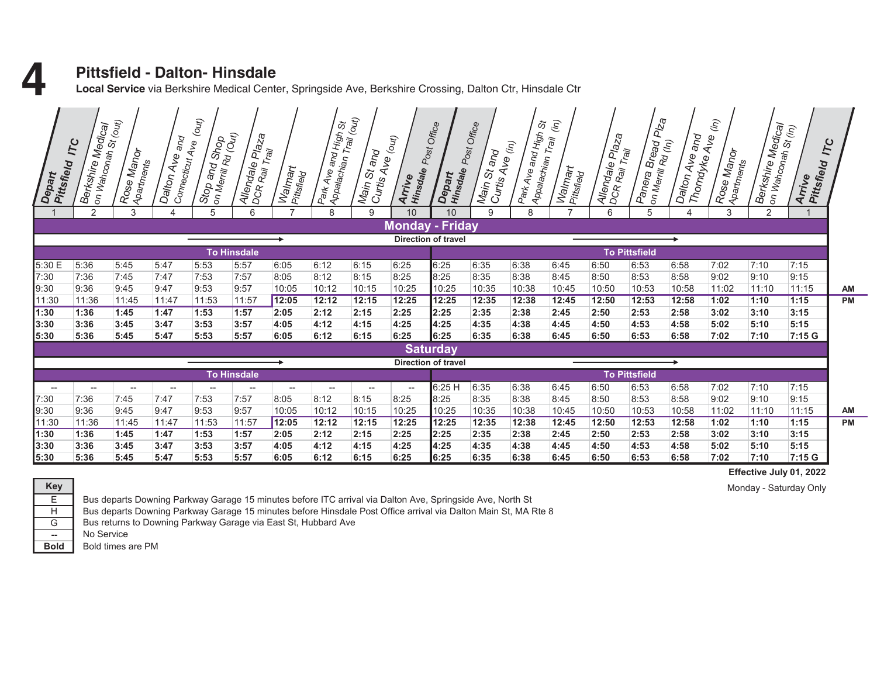# 4

## Pittsfield - Dalton- Hinsdale

**Local Service** via Berkshire Medical Center, Springside Ave, Berkshire Crossing, Dalton Ctr, Hinsdale Ctr

### Monday - Friday

Direction of travel

| **Depart** Pittsfield ITC | Berkshire Medical on Wahconah St (out) | Rose Manor Apartments | Dalton Ave and Connecticut Ave (out) | Stop and Shop on Merrill Rd (Out) | Allendale Plaza DCR Rail Trail | Walmart Pittsfield | Park Ave and High St Appalachian Trail (out) | Main St and Curtis Ave (out) | **Arrive** Hinsdale Post Office | **Depart** Hinsdale Post Office | Main St and Curtis Ave (in) | Park Ave and High St Appalachian Trail (in) | Walmart Pittsfield | Allendale Plaza DCR Rail Trail | Panera Bread Plza on Merrill Rd (In) | Dalton Ave and Thorndyke Ave (in) | Rose Manor Apartments | Berkshire Medical on Wahconah St (in) | **Arrive** Pittsfield ITC | |
|---|---|---|---|---|---|---|---|---|---|---|---|---|---|---|---|---|---|---|---|---|
| 1 | 2 | 3 | 4 | 5 | 6 | 7 | 8 | 9 | 10 | 10 | 9 | 8 | 7 | 6 | 5 | 4 | 3 | 2 | 1 | |
| To Hinsdale | | | | | | | | | | To Pittsfield | | | | | | | | | | |
| 5:30 E | 5:36 | 5:45 | 5:47 | 5:53 | 5:57 | 6:05 | 6:12 | 6:15 | 6:25 | 6:25 | 6:35 | 6:38 | 6:45 | 6:50 | 6:53 | 6:58 | 7:02 | 7:10 | 7:15 | |
| 7:30 | 7:36 | 7:45 | 7:47 | 7:53 | 7:57 | 8:05 | 8:12 | 8:15 | 8:25 | 8:25 | 8:35 | 8:38 | 8:45 | 8:50 | 8:53 | 8:58 | 9:02 | 9:10 | 9:15 | |
| 9:30 | 9:36 | 9:45 | 9:47 | 9:53 | 9:57 | 10:05 | 10:12 | 10:15 | 10:25 | 10:25 | 10:35 | 10:38 | 10:45 | 10:50 | 10:53 | 10:58 | 11:02 | 11:10 | 11:15 | AM |
| 11:30 | 11:36 | 11:45 | 11:47 | 11:53 | 11:57 | **12:05** | **12:12** | **12:15** | **12:25** | **12:25** | **12:35** | **12:38** | **12:45** | **12:50** | **12:53** | **12:58** | **1:02** | **1:10** | **1:15** | PM |
| **1:30** | **1:36** | **1:45** | **1:47** | **1:53** | **1:57** | **2:05** | **2:12** | **2:15** | **2:25** | **2:25** | **2:35** | **2:38** | **2:45** | **2:50** | **2:53** | **2:58** | **3:02** | **3:10** | **3:15** | |
| **3:30** | **3:36** | **3:45** | **3:47** | **3:53** | **3:57** | **4:05** | **4:12** | **4:15** | **4:25** | **4:25** | **4:35** | **4:38** | **4:45** | **4:50** | **4:53** | **4:58** | **5:02** | **5:10** | **5:15** | |
| **5:30** | **5:36** | **5:45** | **5:47** | **5:53** | **5:57** | **6:05** | **6:12** | **6:15** | **6:25** | **6:25** | **6:35** | **6:38** | **6:45** | **6:50** | **6:53** | **6:58** | **7:02** | **7:10** | **7:15 G** | |

### Saturday

Direction of travel

| **Depart** Pittsfield ITC | Berkshire Medical on Wahconah St (out) | Rose Manor Apartments | Dalton Ave and Connecticut Ave (out) | Stop and Shop on Merrill Rd (Out) | Allendale Plaza DCR Rail Trail | Walmart Pittsfield | Park Ave and High St Appalachian Trail (out) | Main St and Curtis Ave (out) | **Arrive** Hinsdale Post Office | **Depart** Hinsdale Post Office | Main St and Curtis Ave (in) | Park Ave and High St Appalachian Trail (in) | Walmart Pittsfield | Allendale Plaza DCR Rail Trail | Panera Bread Plza on Merrill Rd (In) | Dalton Ave and Thorndyke Ave (in) | Rose Manor Apartments | Berkshire Medical on Wahconah St (in) | **Arrive** Pittsfield ITC | |
|---|---|---|---|---|---|---|---|---|---|---|---|---|---|---|---|---|---|---|---|---|
| To Hinsdale | | | | | | | | | | To Pittsfield | | | | | | | | | | |
| -- | -- | -- | -- | -- | -- | -- | -- | -- | -- | 6:25 H | 6:35 | 6:38 | 6:45 | 6:50 | 6:53 | 6:58 | 7:02 | 7:10 | 7:15 | |
| 7:30 | 7:36 | 7:45 | 7:47 | 7:53 | 7:57 | 8:05 | 8:12 | 8:15 | 8:25 | 8:25 | 8:35 | 8:38 | 8:45 | 8:50 | 8:53 | 8:58 | 9:02 | 9:10 | 9:15 | |
| 9:30 | 9:36 | 9:45 | 9:47 | 9:53 | 9:57 | 10:05 | 10:12 | 10:15 | 10:25 | 10:25 | 10:35 | 10:38 | 10:45 | 10:50 | 10:53 | 10:58 | 11:02 | 11:10 | 11:15 | AM |
| 11:30 | 11:36 | 11:45 | 11:47 | 11:53 | 11:57 | **12:05** | **12:12** | **12:15** | **12:25** | **12:25** | **12:35** | **12:38** | **12:45** | **12:50** | **12:53** | **12:58** | **1:02** | **1:10** | **1:15** | PM |
| **1:30** | **1:36** | **1:45** | **1:47** | **1:53** | **1:57** | **2:05** | **2:12** | **2:15** | **2:25** | **2:25** | **2:35** | **2:38** | **2:45** | **2:50** | **2:53** | **2:58** | **3:02** | **3:10** | **3:15** | |
| **3:30** | **3:36** | **3:45** | **3:47** | **3:53** | **3:57** | **4:05** | **4:12** | **4:15** | **4:25** | **4:25** | **4:35** | **4:38** | **4:45** | **4:50** | **4:53** | **4:58** | **5:02** | **5:10** | **5:15** | |
| **5:30** | **5:36** | **5:45** | **5:47** | **5:53** | **5:57** | **6:05** | **6:12** | **6:15** | **6:25** | **6:25** | **6:35** | **6:38** | **6:45** | **6:50** | **6:53** | **6:58** | **7:02** | **7:10** | **7:15 G** | |

**Effective July 01, 2022**

Monday - Saturday Only

| Key | |
|---|---|
| E | Bus departs Downing Parkway Garage 15 minutes before ITC arrival via Dalton Ave, Springside Ave, North St |
| H | Bus departs Downing Parkway Garage 15 minutes before Hinsdale Post Office arrival via Dalton Main St, MA Rte 8 |
| G | Bus returns to Downing Parkway Garage via East St, Hubbard Ave |
| -- | No Service |
| **Bold** | Bold times are PM |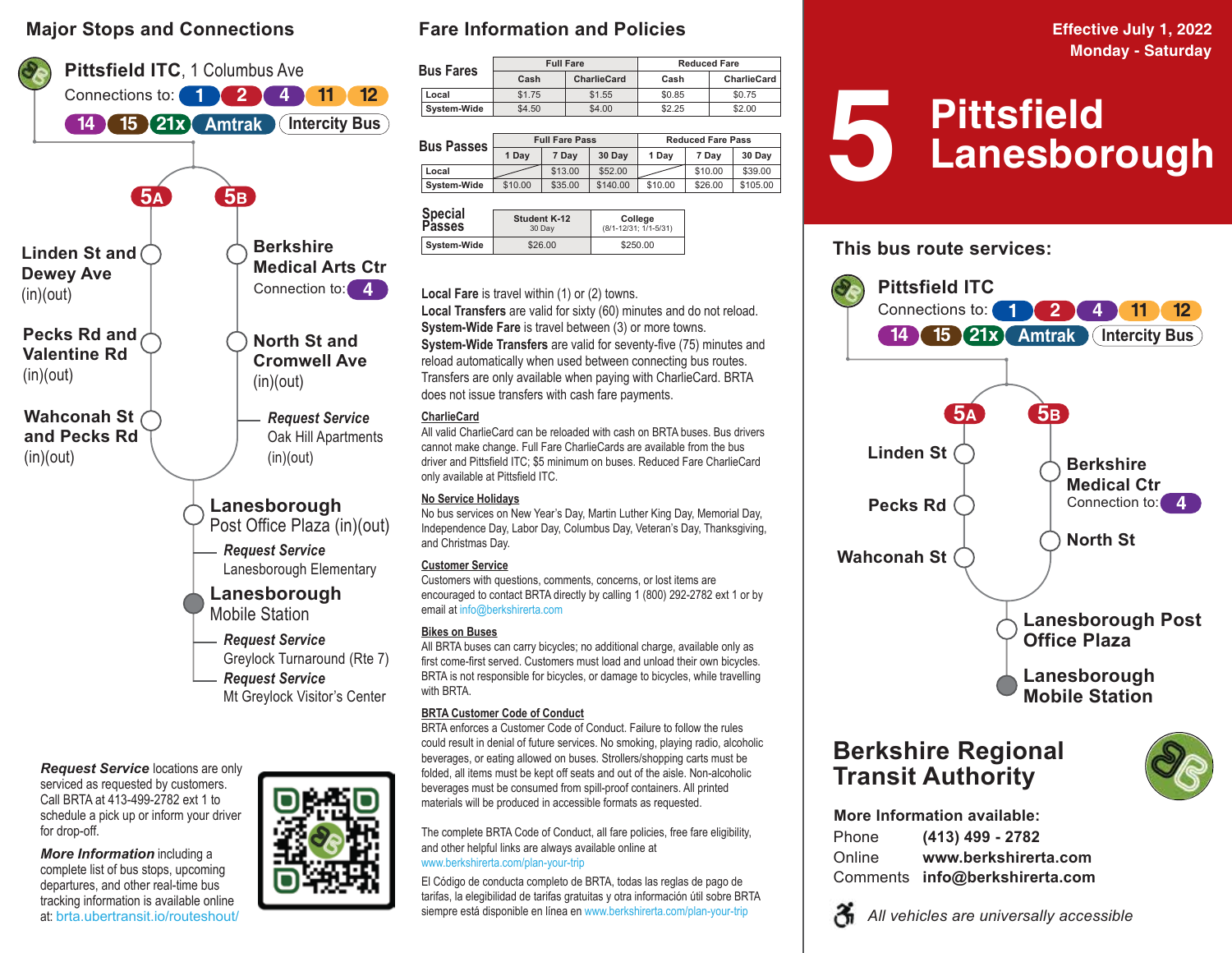## Major Stops and Connections

**Pittsfield ITC**, 1 Columbus Ave
Connections to: 1 2 4 11 12 14 15 21x Amtrak Intercity Bus

**5A**

- **Linden St and Dewey Ave** (in)(out)
- **Pecks Rd and Valentine Rd** (in)(out)
- **Wahconah St and Pecks Rd** (in)(out)

**5B**

- **Berkshire Medical Arts Ctr** Connection to: 4
- **North St and Cromwell Ave** (in)(out)
- ***Request Service*** Oak Hill Apartments (in)(out)

**Lanesborough** Post Office Plaza (in)(out)

***Request Service*** Lanesborough Elementary

**Lanesborough** Mobile Station

***Request Service*** Greylock Turnaround (Rte 7)

***Request Service*** Mt Greylock Visitor's Center

***Request Service*** locations are only serviced as requested by customers. Call BRTA at 413-499-2782 ext 1 to schedule a pick up or inform your driver for drop-off.

***More Information*** including a complete list of bus stops, upcoming departures, and other real-time bus tracking information is available online at: brta.ubertransit.io/routeshout/

## Fare Information and Policies

**Bus Fares**

| | Full Fare | | Reduced Fare | |
|---|---|---|---|---|
| | Cash | CharlieCard | Cash | CharlieCard |
| Local | $1.75 | $1.55 | $0.85 | $0.75 |
| System-Wide | $4.50 | $4.00 | $2.25 | $2.00 |

**Bus Passes**

| | Full Fare Pass | | | Reduced Fare Pass | | |
|---|---|---|---|---|---|---|
| | 1 Day | 7 Day | 30 Day | 1 Day | 7 Day | 30 Day |
| Local | | $13.00 | $52.00 | | $10.00 | $39.00 |
| System-Wide | $10.00 | $35.00 | $140.00 | $10.00 | $26.00 | $105.00 |

**Special Passes**

| | Student K-12 30 Day | College (8/1-12/31; 1/1-5/31) |
|---|---|---|
| System-Wide | $26.00 | $250.00 |

**Local Fare** is travel within (1) or (2) towns.
**Local Transfers** are valid for sixty (60) minutes and do not reload.
**System-Wide Fare** is travel between (3) or more towns.
**System-Wide Transfers** are valid for seventy-five (75) minutes and reload automatically when used between connecting bus routes. Transfers are only available when paying with CharlieCard. BRTA does not issue transfers with cash fare payments.

**CharlieCard**
All valid CharlieCard can be reloaded with cash on BRTA buses. Bus drivers cannot make change. Full Fare CharlieCards are available from the bus driver and Pittsfield ITC; $5 minimum on buses. Reduced Fare CharlieCard only available at Pittsfield ITC.

**No Service Holidays**
No bus services on New Year's Day, Martin Luther King Day, Memorial Day, Independence Day, Labor Day, Columbus Day, Veteran's Day, Thanksgiving, and Christmas Day.

**Customer Service**
Customers with questions, comments, concerns, or lost items are encouraged to contact BRTA directly by calling 1 (800) 292-2782 ext 1 or by email at info@berkshirerta.com

**Bikes on Buses**
All BRTA buses can carry bicycles; no additional charge, available only as first come-first served. Customers must load and unload their own bicycles. BRTA is not responsible for bicycles, or damage to bicycles, while travelling with BRTA.

**BRTA Customer Code of Conduct**
BRTA enforces a Customer Code of Conduct. Failure to follow the rules could result in denial of future services. No smoking, playing radio, alcoholic beverages, or eating allowed on buses. Strollers/shopping carts must be folded, all items must be kept off seats and out of the aisle. Non-alcoholic beverages must be consumed from spill-proof containers. All printed materials will be produced in accessible formats as requested.

The complete BRTA Code of Conduct, all fare policies, free fare eligibility, and other helpful links are always available online at www.berkshirerta.com/plan-your-trip

El Código de conducta completo de BRTA, todas las reglas de pago de tarifas, la elegibilidad de tarifas gratuitas y otra información útil sobre BRTA siempre está disponible en línea en www.berkshirerta.com/plan-your-trip

Effective July 1, 2022
Monday - Saturday

# 5 Pittsfield Lanesborough

## This bus route services:

**Pittsfield ITC**
Connections to: 1 2 4 11 12 14 15 21x Amtrak Intercity Bus

**5A**
- **Linden St**
- **Pecks Rd**
- **Wahconah St**

**5B**
- **Berkshire Medical Ctr** Connection to: 4
- **North St**

**Lanesborough Post Office Plaza**

**Lanesborough Mobile Station**

## Berkshire Regional Transit Authority

**More Information available:**

Phone **(413) 499 - 2782**
Online **www.berkshirerta.com**
Comments **info@berkshirerta.com**

*All vehicles are universally accessible*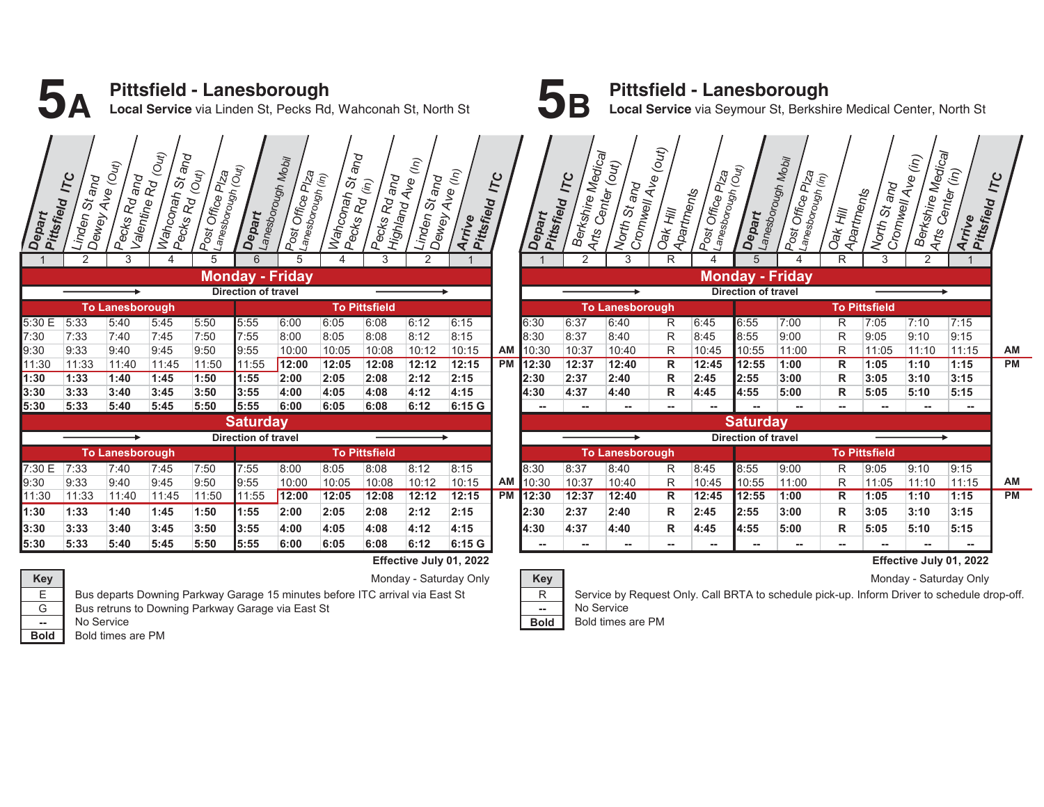# 5A Pittsfield - Lanesborough

**Local Service** via Linden St, Pecks Rd, Wahconah St, North St

## Monday - Friday

| Depart Pittsfield ITC | Linden St and Dewey Ave (Out) | Pecks Rd and Valentine Rd (Out) | Wahconah St and Pecks Rd (Out) | Post Office Plza Lanesborough (Out) | Depart Lanesborough Mobil | Post Office Plza Lanesborough (in) | Wahconah St and Pecks Rd (in) | Pecks Rd and Highland Ave (in) | Linden St and Dewey Ave (In) | Arrive Pittsfield ITC | |
|---|---|---|---|---|---|---|---|---|---|---|---|
| 1 | 2 | 3 | 4 | 5 | 6 | 5 | 4 | 3 | 2 | 1 | |
| To Lanesborough | | | | | To Pittsfield | | | | | | |
| 5:30 E | 5:33 | 5:40 | 5:45 | 5:50 | 5:55 | 6:00 | 6:05 | 6:08 | 6:12 | 6:15 | |
| 7:30 | 7:33 | 7:40 | 7:45 | 7:50 | 7:55 | 8:00 | 8:05 | 8:08 | 8:12 | 8:15 | |
| 9:30 | 9:33 | 9:40 | 9:45 | 9:50 | 9:55 | 10:00 | 10:05 | 10:08 | 10:12 | 10:15 | AM |
| 11:30 | 11:33 | 11:40 | 11:45 | 11:50 | 11:55 | **12:00** | **12:05** | **12:08** | **12:12** | **12:15** | PM |
| **1:30** | **1:33** | **1:40** | **1:45** | **1:50** | **1:55** | **2:00** | **2:05** | **2:08** | **2:12** | **2:15** | |
| **3:30** | **3:33** | **3:40** | **3:45** | **3:50** | **3:55** | **4:00** | **4:05** | **4:08** | **4:12** | **4:15** | |
| **5:30** | **5:33** | **5:40** | **5:45** | **5:50** | **5:55** | **6:00** | **6:05** | **6:08** | **6:12** | **6:15 G** | |

## Saturday

| Depart Pittsfield ITC | Linden St and Dewey Ave (Out) | Pecks Rd and Valentine Rd (Out) | Wahconah St and Pecks Rd (Out) | Post Office Plza Lanesborough (Out) | Depart Lanesborough Mobil | Post Office Plza Lanesborough (in) | Wahconah St and Pecks Rd (in) | Pecks Rd and Highland Ave (in) | Linden St and Dewey Ave (In) | Arrive Pittsfield ITC | |
|---|---|---|---|---|---|---|---|---|---|---|---|
| To Lanesborough | | | | | To Pittsfield | | | | | | |
| 7:30 E | 7:33 | 7:40 | 7:45 | 7:50 | 7:55 | 8:00 | 8:05 | 8:08 | 8:12 | 8:15 | |
| 9:30 | 9:33 | 9:40 | 9:45 | 9:50 | 9:55 | 10:00 | 10:05 | 10:08 | 10:12 | 10:15 | AM |
| 11:30 | 11:33 | 11:40 | 11:45 | 11:50 | 11:55 | **12:00** | **12:05** | **12:08** | **12:12** | **12:15** | PM |
| **1:30** | **1:33** | **1:40** | **1:45** | **1:50** | **1:55** | **2:00** | **2:05** | **2:08** | **2:12** | **2:15** | |
| **3:30** | **3:33** | **3:40** | **3:45** | **3:50** | **3:55** | **4:00** | **4:05** | **4:08** | **4:12** | **4:15** | |
| **5:30** | **5:33** | **5:40** | **5:45** | **5:50** | **5:55** | **6:00** | **6:05** | **6:08** | **6:12** | **6:15 G** | |

**Effective July 01, 2022**

Monday - Saturday Only

| Key | |
|---|---|
| E | Bus departs Downing Parkway Garage 15 minutes before ITC arrival via East St |
| G | Bus retruns to Downing Parkway Garage via East St |
| -- | No Service |
| **Bold** | Bold times are PM |

# 5B Pittsfield - Lanesborough

**Local Service** via Seymour St, Berkshire Medical Center, North St

## Monday - Friday

| Depart Pittsfield ITC | Berkshire Medical Arts Center (out) | North St and Cromwell Ave (out) | Oak Hill Apartments | Post Office Plza Lanesborough (Out) | Depart Lanesborough Mobil | Post Office Plza Lanesborough (in) | Oak Hill Apartments | North St and Cromwell Ave (in) | Berkshire Medical Arts Center (in) | Arrive Pittsfield ITC | |
|---|---|---|---|---|---|---|---|---|---|---|---|
| 1 | 2 | 3 | R | 4 | 5 | 4 | R | 3 | 2 | 1 | |
| To Lanesborough | | | | | To Pittsfield | | | | | | |
| 6:30 | 6:37 | 6:40 | R | 6:45 | 6:55 | 7:00 | R | 7:05 | 7:10 | 7:15 | |
| 8:30 | 8:37 | 8:40 | R | 8:45 | 8:55 | 9:00 | R | 9:05 | 9:10 | 9:15 | |
| 10:30 | 10:37 | 10:40 | R | 10:45 | 10:55 | 11:00 | R | 11:05 | 11:10 | 11:15 | AM |
| **12:30** | **12:37** | **12:40** | **R** | **12:45** | **12:55** | **1:00** | **R** | **1:05** | **1:10** | **1:15** | PM |
| **2:30** | **2:37** | **2:40** | **R** | **2:45** | **2:55** | **3:00** | **R** | **3:05** | **3:10** | **3:15** | |
| **4:30** | **4:37** | **4:40** | **R** | **4:45** | **4:55** | **5:00** | **R** | **5:05** | **5:10** | **5:15** | |
| -- | -- | -- | -- | -- | -- | -- | -- | -- | -- | -- | |

## Saturday

| Depart Pittsfield ITC | Berkshire Medical Arts Center (out) | North St and Cromwell Ave (out) | Oak Hill Apartments | Post Office Plza Lanesborough (Out) | Depart Lanesborough Mobil | Post Office Plza Lanesborough (in) | Oak Hill Apartments | North St and Cromwell Ave (in) | Berkshire Medical Arts Center (in) | Arrive Pittsfield ITC | |
|---|---|---|---|---|---|---|---|---|---|---|---|
| To Lanesborough | | | | | To Pittsfield | | | | | | |
| 8:30 | 8:37 | 8:40 | R | 8:45 | 8:55 | 9:00 | R | 9:05 | 9:10 | 9:15 | |
| 10:30 | 10:37 | 10:40 | R | 10:45 | 10:55 | 11:00 | R | 11:05 | 11:10 | 11:15 | AM |
| **12:30** | **12:37** | **12:40** | **R** | **12:45** | **12:55** | **1:00** | **R** | **1:05** | **1:10** | **1:15** | PM |
| **2:30** | **2:37** | **2:40** | **R** | **2:45** | **2:55** | **3:00** | **R** | **3:05** | **3:10** | **3:15** | |
| **4:30** | **4:37** | **4:40** | **R** | **4:45** | **4:55** | **5:00** | **R** | **5:05** | **5:10** | **5:15** | |
| -- | -- | -- | -- | -- | -- | -- | -- | -- | -- | -- | |

**Effective July 01, 2022**

Monday - Saturday Only

| Key | |
|---|---|
| R | Service by Request Only. Call BRTA to schedule pick-up. Inform Driver to schedule drop-off. |
| -- | No Service |
| **Bold** | Bold times are PM |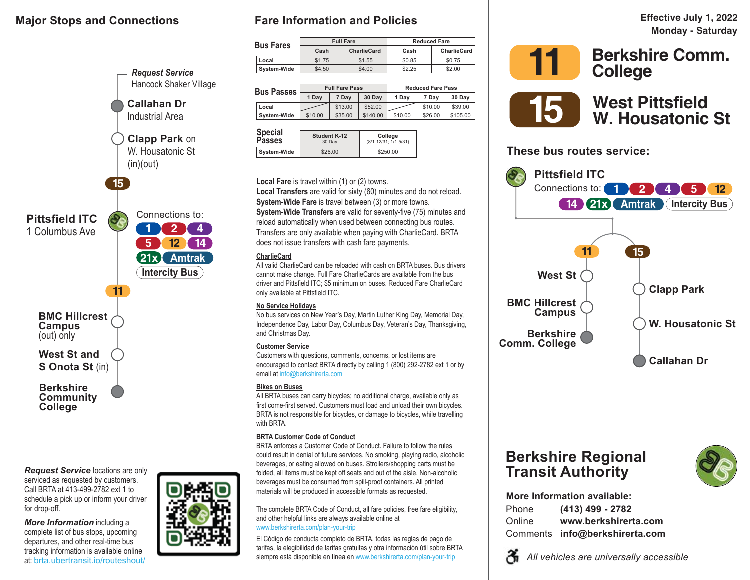## Major Stops and Connections

*Request Service*
Hancock Shaker Village

**Callahan Dr**
Industrial Area

**Clapp Park** on
W. Housatonic St
(in)(out)

15

**Pittsfield ITC**
1 Columbus Ave

Connections to: 1 2 4 5 12 14 21x Amtrak Intercity Bus

11

**BMC Hillcrest Campus**
(out) only

**West St and S Onota St** (in)

**Berkshire Community College**

***Request Service*** locations are only serviced as requested by customers. Call BRTA at 413-499-2782 ext 1 to schedule a pick up or inform your driver for drop-off.

***More Information*** including a complete list of bus stops, upcoming departures, and other real-time bus tracking information is available online at: brta.ubertransit.io/routeshout/

## Fare Information and Policies

**Bus Fares**

| | Full Fare | | Reduced Fare | |
|---|---|---|---|---|
| | Cash | CharlieCard | Cash | CharlieCard |
| Local | $1.75 | $1.55 | $0.85 | $0.75 |
| System-Wide | $4.50 | $4.00 | $2.25 | $2.00 |

**Bus Passes**

| | Full Fare Pass | | | Reduced Fare Pass | | |
|---|---|---|---|---|---|---|
| | 1 Day | 7 Day | 30 Day | 1 Day | 7 Day | 30 Day |
| Local | | $13.00 | $52.00 | | $10.00 | $39.00 |
| System-Wide | $10.00 | $35.00 | $140.00 | $10.00 | $26.00 | $105.00 |

**Special Passes**

| | Student K-12 (30 Day) | College (8/1-12/31; 1/1-5/31) |
|---|---|---|
| System-Wide | $26.00 | $250.00 |

**Local Fare** is travel within (1) or (2) towns.
**Local Transfers** are valid for sixty (60) minutes and do not reload.
**System-Wide Fare** is travel between (3) or more towns.
**System-Wide Transfers** are valid for seventy-five (75) minutes and reload automatically when used between connecting bus routes.
Transfers are only available when paying with CharlieCard. BRTA does not issue transfers with cash fare payments.

**CharlieCard**
All valid CharlieCard can be reloaded with cash on BRTA buses. Bus drivers cannot make change. Full Fare CharlieCards are available from the bus driver and Pittsfield ITC; $5 minimum on buses. Reduced Fare CharlieCard only available at Pittsfield ITC.

**No Service Holidays**
No bus services on New Year's Day, Martin Luther King Day, Memorial Day, Independence Day, Labor Day, Columbus Day, Veteran's Day, Thanksgiving, and Christmas Day.

**Customer Service**
Customers with questions, comments, concerns, or lost items are encouraged to contact BRTA directly by calling 1 (800) 292-2782 ext 1 or by email at info@berkshirerta.com

**Bikes on Buses**
All BRTA buses can carry bicycles; no additional charge, available only as first come-first served. Customers must load and unload their own bicycles. BRTA is not responsible for bicycles, or damage to bicycles, while travelling with BRTA.

**BRTA Customer Code of Conduct**
BRTA enforces a Customer Code of Conduct. Failure to follow the rules could result in denial of future services. No smoking, playing radio, alcoholic beverages, or eating allowed on buses. Strollers/shopping carts must be folded, all items must be kept off seats and out of the aisle. Non-alcoholic beverages must be consumed from spill-proof containers. All printed materials will be produced in accessible formats as requested.

The complete BRTA Code of Conduct, all fare policies, free fare eligibility, and other helpful links are always available online at www.berkshirerta.com/plan-your-trip

El Código de conducta completo de BRTA, todas las reglas de pago de tarifas, la elegibilidad de tarifas gratuitas y otra información útil sobre BRTA siempre está disponible en línea en www.berkshirerta.com/plan-your-trip

Effective July 1, 2022
Monday - Saturday

# 11 Berkshire Comm. College

# 15 West Pittsfield W. Housatonic St

### These bus routes service:

**Pittsfield ITC**
Connections to: 1 2 4 5 12 14 21x Amtrak Intercity Bus

**11**: West St, BMC Hillcrest Campus, Berkshire Comm. College

**15**: Clapp Park, W. Housatonic St, Callahan Dr

## Berkshire Regional Transit Authority

**More Information available:**

Phone **(413) 499 - 2782**
Online **www.berkshirerta.com**
Comments **info@berkshirerta.com**

*All vehicles are universally accessible*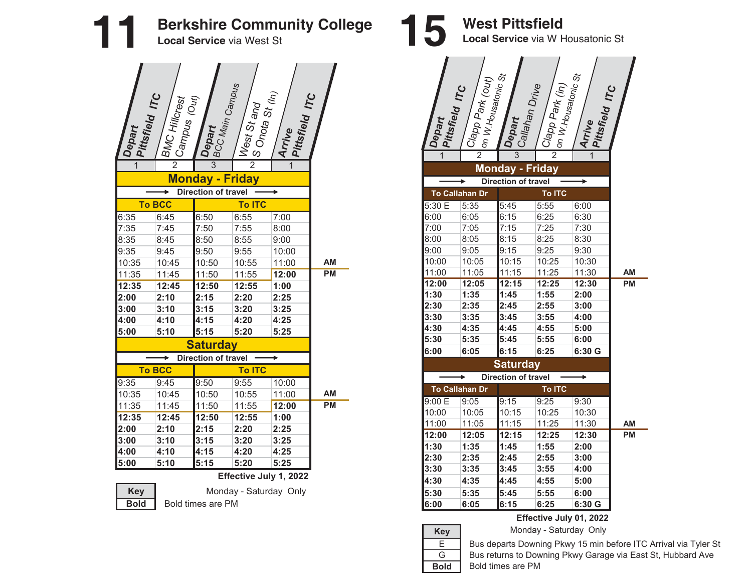# 11 Berkshire Community College

**Local Service** via West St

| Depart Pittsfield ITC | BMC Hillcrest Campus (Out) | Depart BCC Main Campus | West St and S Onota St (In) | Arrive Pittsfield ITC |
|---|---|---|---|---|
| 1 | 2 | 3 | 2 | 1 |
| **Monday - Friday** | | | | |
| Direction of travel → | | | | |
| **To BCC** | | **To ITC** | | |
| 6:35 | 6:45 | 6:50 | 6:55 | 7:00 |
| 7:35 | 7:45 | 7:50 | 7:55 | 8:00 |
| 8:35 | 8:45 | 8:50 | 8:55 | 9:00 |
| 9:35 | 9:45 | 9:50 | 9:55 | 10:00 |
| 10:35 | 10:45 | 10:50 | 10:55 | 11:00 |
| 11:35 | 11:45 | 11:50 | 11:55 | **12:00** |
| **12:35** | **12:45** | **12:50** | **12:55** | **1:00** |
| **2:00** | **2:10** | **2:15** | **2:20** | **2:25** |
| **3:00** | **3:10** | **3:15** | **3:20** | **3:25** |
| **4:00** | **4:10** | **4:15** | **4:20** | **4:25** |
| **5:00** | **5:10** | **5:15** | **5:20** | **5:25** |
| **Saturday** | | | | |
| Direction of travel → | | | | |
| **To BCC** | | **To ITC** | | |
| 9:35 | 9:45 | 9:50 | 9:55 | 10:00 |
| 10:35 | 10:45 | 10:50 | 10:55 | 11:00 |
| 11:35 | 11:45 | 11:50 | 11:55 | **12:00** |
| **12:35** | **12:45** | **12:50** | **12:55** | **1:00** |
| **2:00** | **2:10** | **2:15** | **2:20** | **2:25** |
| **3:00** | **3:10** | **3:15** | **3:20** | **3:25** |
| **4:00** | **4:10** | **4:15** | **4:20** | **4:25** |
| **5:00** | **5:10** | **5:15** | **5:20** | **5:25** |

**Effective July 1, 2022**

Monday - Saturday Only

| Key | |
|---|---|
| **Bold** | Bold times are PM |

# 15 West Pittsfield

**Local Service** via W Housatonic St

| Depart Pittsfield ITC | Clapp Park (out) on W.Housatonic St | Depart Callahan Drive | Clapp Park (in) on W.Housatonic St | Arrive Pittsfield ITC |
|---|---|---|---|---|
| 1 | 2 | 3 | 2 | 1 |
| **Monday - Friday** | | | | |
| Direction of travel → | | | | |
| **To Callahan Dr** | | **To ITC** | | |
| 5:30 E | 5:35 | 5:45 | 5:55 | 6:00 |
| 6:00 | 6:05 | 6:15 | 6:25 | 6:30 |
| 7:00 | 7:05 | 7:15 | 7:25 | 7:30 |
| 8:00 | 8:05 | 8:15 | 8:25 | 8:30 |
| 9:00 | 9:05 | 9:15 | 9:25 | 9:30 |
| 10:00 | 10:05 | 10:15 | 10:25 | 10:30 |
| 11:00 | 11:05 | 11:15 | 11:25 | 11:30 |
| **12:00** | **12:05** | **12:15** | **12:25** | **12:30** |
| **1:30** | **1:35** | **1:45** | **1:55** | **2:00** |
| **2:30** | **2:35** | **2:45** | **2:55** | **3:00** |
| **3:30** | **3:35** | **3:45** | **3:55** | **4:00** |
| **4:30** | **4:35** | **4:45** | **4:55** | **5:00** |
| **5:30** | **5:35** | **5:45** | **5:55** | **6:00** |
| **6:00** | **6:05** | **6:15** | **6:25** | **6:30 G** |
| **Saturday** | | | | |
| Direction of travel → | | | | |
| **To Callahan Dr** | | **To ITC** | | |
| 9:00 E | 9:05 | 9:15 | 9:25 | 9:30 |
| 10:00 | 10:05 | 10:15 | 10:25 | 10:30 |
| 11:00 | 11:05 | 11:15 | 11:25 | 11:30 |
| **12:00** | **12:05** | **12:15** | **12:25** | **12:30** |
| **1:30** | **1:35** | **1:45** | **1:55** | **2:00** |
| **2:30** | **2:35** | **2:45** | **2:55** | **3:00** |
| **3:30** | **3:35** | **3:45** | **3:55** | **4:00** |
| **4:30** | **4:35** | **4:45** | **4:55** | **5:00** |
| **5:30** | **5:35** | **5:45** | **5:55** | **6:00** |
| **6:00** | **6:05** | **6:15** | **6:25** | **6:30 G** |

**Effective July 01, 2022**

Monday - Saturday Only

| Key | |
|---|---|
| E | Bus departs Downing Pkwy 15 min before ITC Arrival via Tyler St |
| G | Bus returns to Downing Pkwy Garage via East St, Hubbard Ave |
| **Bold** | Bold times are PM |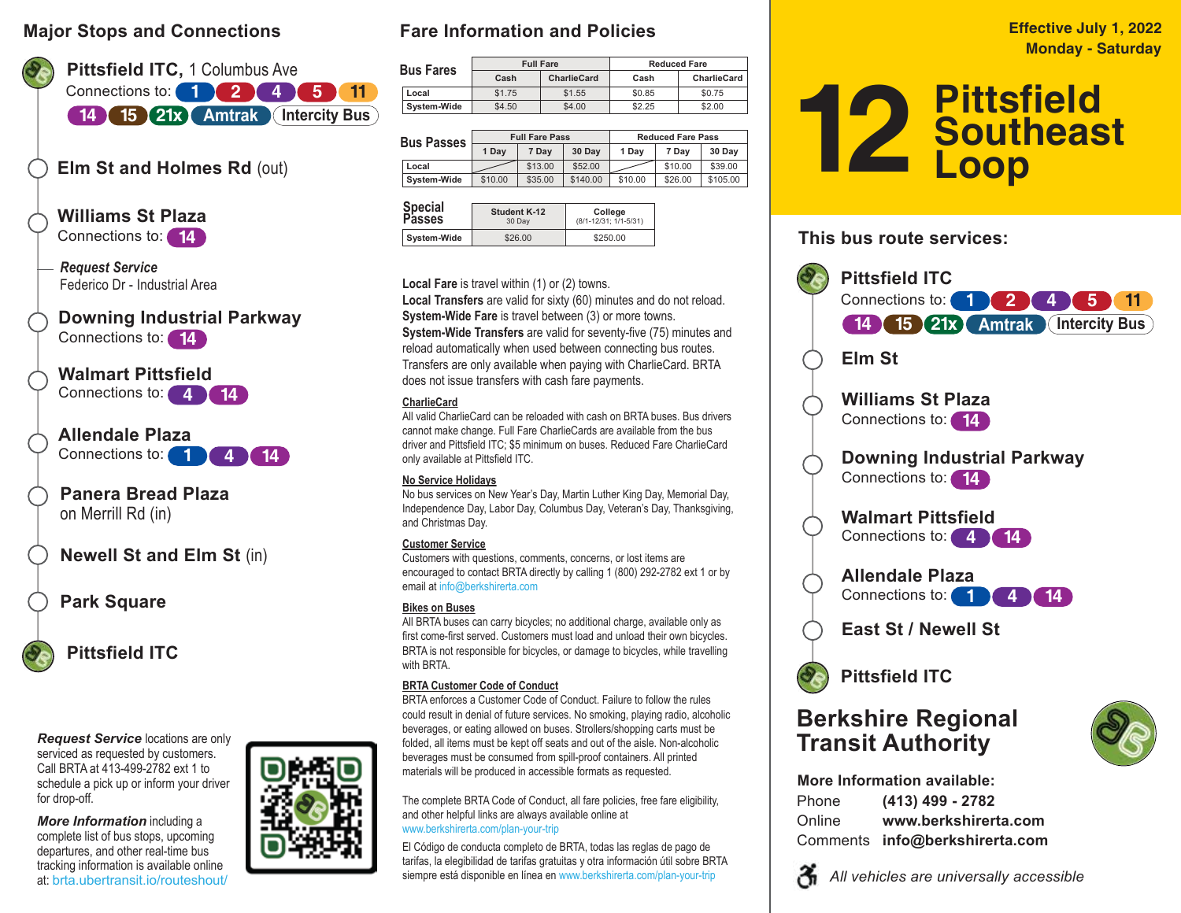## Major Stops and Connections

**Pittsfield ITC,** 1 Columbus Ave
Connections to: 1 2 4 5 11 14 15 21x Amtrak Intercity Bus

**Elm St and Holmes Rd** (out)

**Williams St Plaza**
Connections to: 14

***Request Service***
Federico Dr - Industrial Area

**Downing Industrial Parkway**
Connections to: 14

**Walmart Pittsfield**
Connections to: 4 14

**Allendale Plaza**
Connections to: 1 4 14

**Panera Bread Plaza**
on Merrill Rd (in)

**Newell St and Elm St** (in)

**Park Square**

**Pittsfield ITC**

***Request Service*** locations are only serviced as requested by customers. Call BRTA at 413-499-2782 ext 1 to schedule a pick up or inform your driver for drop-off.

***More Information*** including a complete list of bus stops, upcoming departures, and other real-time bus tracking information is available online at: brta.ubertransit.io/routeshout/

## Fare Information and Policies

**Bus Fares**

| | Full Fare | | Reduced Fare | |
|---|---|---|---|---|
| | Cash | CharlieCard | Cash | CharlieCard |
| Local | $1.75 | $1.55 | $0.85 | $0.75 |
| System-Wide | $4.50 | $4.00 | $2.25 | $2.00 |

**Bus Passes**

| | Full Fare Pass | | | Reduced Fare Pass | | |
|---|---|---|---|---|---|---|
| | 1 Day | 7 Day | 30 Day | 1 Day | 7 Day | 30 Day |
| Local | | $13.00 | $52.00 | | $10.00 | $39.00 |
| System-Wide | $10.00 | $35.00 | $140.00 | $10.00 | $26.00 | $105.00 |

**Special Passes**

| | Student K-12 (30 Day) | College (8/1-12/31; 1/1-5/31) |
|---|---|---|
| System-Wide | $26.00 | $250.00 |

**Local Fare** is travel within (1) or (2) towns.
**Local Transfers** are valid for sixty (60) minutes and do not reload.
**System-Wide Fare** is travel between (3) or more towns.
**System-Wide Transfers** are valid for seventy-five (75) minutes and reload automatically when used between connecting bus routes. Transfers are only available when paying with CharlieCard. BRTA does not issue transfers with cash fare payments.

**CharlieCard**
All valid CharlieCard can be reloaded with cash on BRTA buses. Bus drivers cannot make change. Full Fare CharlieCards are available from the bus driver and Pittsfield ITC; $5 minimum on buses. Reduced Fare CharlieCard only available at Pittsfield ITC.

**No Service Holidays**
No bus services on New Year's Day, Martin Luther King Day, Memorial Day, Independence Day, Labor Day, Columbus Day, Veteran's Day, Thanksgiving, and Christmas Day.

**Customer Service**
Customers with questions, comments, concerns, or lost items are encouraged to contact BRTA directly by calling 1 (800) 292-2782 ext 1 or by email at info@berkshirerta.com

**Bikes on Buses**
All BRTA buses can carry bicycles; no additional charge, available only as first come-first served. Customers must load and unload their own bicycles. BRTA is not responsible for bicycles, or damage to bicycles, while travelling with BRTA.

**BRTA Customer Code of Conduct**
BRTA enforces a Customer Code of Conduct. Failure to follow the rules could result in denial of future services. No smoking, playing radio, alcoholic beverages, or eating allowed on buses. Strollers/shopping carts must be folded, all items must be kept off seats and out of the aisle. Non-alcoholic beverages must be consumed from spill-proof containers. All printed materials will be produced in accessible formats as requested.

The complete BRTA Code of Conduct, all fare policies, free fare eligibility, and other helpful links are always available online at www.berkshirerta.com/plan-your-trip

El Código de conducta completo de BRTA, todas las reglas de pago de tarifas, la elegibilidad de tarifas gratuitas y otra información útil sobre BRTA siempre está disponible en línea en www.berkshirerta.com/plan-your-trip

Effective July 1, 2022
Monday - Saturday

# 12 Pittsfield Southeast Loop

## This bus route services:

**Pittsfield ITC**
Connections to: 1 2 4 5 11 14 15 21x Amtrak Intercity Bus

**Elm St**

**Williams St Plaza**
Connections to: 14

**Downing Industrial Parkway**
Connections to: 14

**Walmart Pittsfield**
Connections to: 4 14

**Allendale Plaza**
Connections to: 1 4 14

**East St / Newell St**

**Pittsfield ITC**

## Berkshire Regional Transit Authority

**More Information available:**
Phone **(413) 499 - 2782**
Online **www.berkshirerta.com**
Comments **info@berkshirerta.com**

*All vehicles are universally accessible*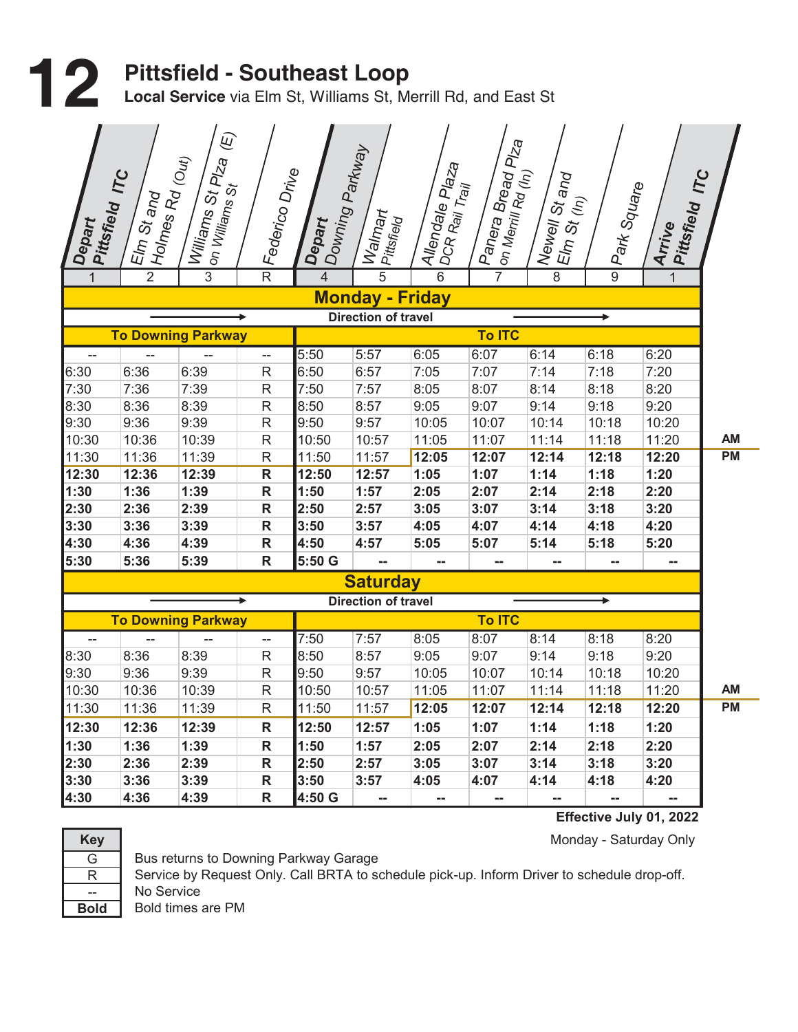# 12 Pittsfield - Southeast Loop

**Local Service** via Elm St, Williams St, Merrill Rd, and East St

## Monday - Friday

Direction of travel →

| **Depart Pittsfield ITC** | Elm St and Holmes Rd (Out) | Williams St Plza (E) on Williams St | Federico Drive | **Depart Downing Parkway** | Walmart Pittsfield | Allendale Plaza DCR Rail Trail | Panera Bread Plza on Merrill Rd (In) | Newell St and Elm St (In) | Park Square | **Arrive Pittsfield ITC** | |
|---|---|---|---|---|---|---|---|---|---|---|---|
| 1 | 2 | 3 | R | 4 | 5 | 6 | 7 | 8 | 9 | 1 | |
| **To Downing Parkway** | | | | **To ITC** | | | | | | | |
| -- | -- | -- | -- | 5:50 | 5:57 | 6:05 | 6:07 | 6:14 | 6:18 | 6:20 | |
| 6:30 | 6:36 | 6:39 | R | 6:50 | 6:57 | 7:05 | 7:07 | 7:14 | 7:18 | 7:20 | |
| 7:30 | 7:36 | 7:39 | R | 7:50 | 7:57 | 8:05 | 8:07 | 8:14 | 8:18 | 8:20 | |
| 8:30 | 8:36 | 8:39 | R | 8:50 | 8:57 | 9:05 | 9:07 | 9:14 | 9:18 | 9:20 | |
| 9:30 | 9:36 | 9:39 | R | 9:50 | 9:57 | 10:05 | 10:07 | 10:14 | 10:18 | 10:20 | |
| 10:30 | 10:36 | 10:39 | R | 10:50 | 10:57 | 11:05 | 11:07 | 11:14 | 11:18 | 11:20 | AM |
| 11:30 | 11:36 | 11:39 | R | 11:50 | 11:57 | **12:05** | **12:07** | **12:14** | **12:18** | **12:20** | PM |
| **12:30** | **12:36** | **12:39** | **R** | **12:50** | **12:57** | **1:05** | **1:07** | **1:14** | **1:18** | **1:20** | |
| **1:30** | **1:36** | **1:39** | **R** | **1:50** | **1:57** | **2:05** | **2:07** | **2:14** | **2:18** | **2:20** | |
| **2:30** | **2:36** | **2:39** | **R** | **2:50** | **2:57** | **3:05** | **3:07** | **3:14** | **3:18** | **3:20** | |
| **3:30** | **3:36** | **3:39** | **R** | **3:50** | **3:57** | **4:05** | **4:07** | **4:14** | **4:18** | **4:20** | |
| **4:30** | **4:36** | **4:39** | **R** | **4:50** | **4:57** | **5:05** | **5:07** | **5:14** | **5:18** | **5:20** | |
| **5:30** | **5:36** | **5:39** | **R** | **5:50 G** | **--** | **--** | **--** | **--** | **--** | **--** | |

## Saturday

Direction of travel →

| **Depart Pittsfield ITC** | Elm St and Holmes Rd (Out) | Williams St Plza (E) on Williams St | Federico Drive | **Depart Downing Parkway** | Walmart Pittsfield | Allendale Plaza DCR Rail Trail | Panera Bread Plza on Merrill Rd (In) | Newell St and Elm St (In) | Park Square | **Arrive Pittsfield ITC** | |
|---|---|---|---|---|---|---|---|---|---|---|---|
| **To Downing Parkway** | | | | **To ITC** | | | | | | | |
| -- | -- | -- | -- | 7:50 | 7:57 | 8:05 | 8:07 | 8:14 | 8:18 | 8:20 | |
| 8:30 | 8:36 | 8:39 | R | 8:50 | 8:57 | 9:05 | 9:07 | 9:14 | 9:18 | 9:20 | |
| 9:30 | 9:36 | 9:39 | R | 9:50 | 9:57 | 10:05 | 10:07 | 10:14 | 10:18 | 10:20 | |
| 10:30 | 10:36 | 10:39 | R | 10:50 | 10:57 | 11:05 | 11:07 | 11:14 | 11:18 | 11:20 | AM |
| 11:30 | 11:36 | 11:39 | R | 11:50 | 11:57 | **12:05** | **12:07** | **12:14** | **12:18** | **12:20** | PM |
| **12:30** | **12:36** | **12:39** | **R** | **12:50** | **12:57** | **1:05** | **1:07** | **1:14** | **1:18** | **1:20** | |
| **1:30** | **1:36** | **1:39** | **R** | **1:50** | **1:57** | **2:05** | **2:07** | **2:14** | **2:18** | **2:20** | |
| **2:30** | **2:36** | **2:39** | **R** | **2:50** | **2:57** | **3:05** | **3:07** | **3:14** | **3:18** | **3:20** | |
| **3:30** | **3:36** | **3:39** | **R** | **3:50** | **3:57** | **4:05** | **4:07** | **4:14** | **4:18** | **4:20** | |
| **4:30** | **4:36** | **4:39** | **R** | **4:50 G** | **--** | **--** | **--** | **--** | **--** | **--** | |

**Effective July 01, 2022**

Monday - Saturday Only

| Key | |
|---|---|
| G | Bus returns to Downing Parkway Garage |
| R | Service by Request Only. Call BRTA to schedule pick-up. Inform Driver to schedule drop-off. |
| -- | No Service |
| **Bold** | Bold times are PM |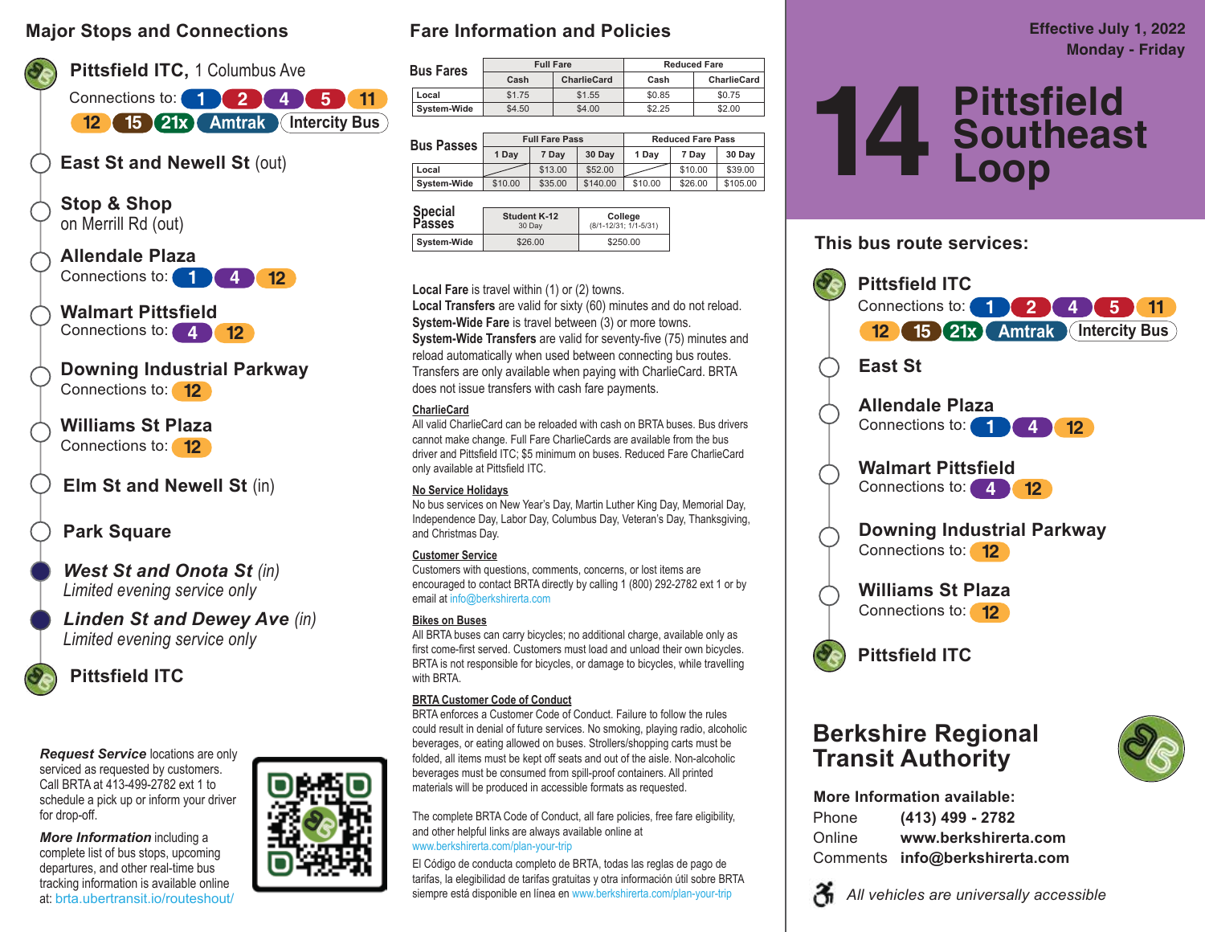## Major Stops and Connections

**Pittsfield ITC**, 1 Columbus Ave
Connections to: 1 2 4 5 11 12 15 21x Amtrak Intercity Bus

**East St and Newell St** (out)

**Stop & Shop**
on Merrill Rd (out)

**Allendale Plaza**
Connections to: 1 4 12

**Walmart Pittsfield**
Connections to: 4 12

**Downing Industrial Parkway**
Connections to: 12

**Williams St Plaza**
Connections to: 12

**Elm St and Newell St** (in)

**Park Square**

***West St and Onota St*** *(in)*
*Limited evening service only*

***Linden St and Dewey Ave*** *(in)*
*Limited evening service only*

**Pittsfield ITC**

***Request Service*** locations are only serviced as requested by customers. Call BRTA at 413-499-2782 ext 1 to schedule a pick up or inform your driver for drop-off.

***More Information*** including a complete list of bus stops, upcoming departures, and other real-time bus tracking information is available online at: brta.ubertransit.io/routeshout/

## Fare Information and Policies

**Bus Fares**

| | Full Fare | | Reduced Fare | |
|---|---|---|---|---|
| | Cash | CharlieCard | Cash | CharlieCard |
| Local | $1.75 | $1.55 | $0.85 | $0.75 |
| System-Wide | $4.50 | $4.00 | $2.25 | $2.00 |

**Bus Passes**

| | Full Fare Pass | | | Reduced Fare Pass | | |
|---|---|---|---|---|---|---|
| | 1 Day | 7 Day | 30 Day | 1 Day | 7 Day | 30 Day |
| Local | | $13.00 | $52.00 | | $10.00 | $39.00 |
| System-Wide | $10.00 | $35.00 | $140.00 | $10.00 | $26.00 | $105.00 |

**Special Passes**

| | Student K-12 30 Day | College (8/1-12/31; 1/1-5/31) |
|---|---|---|
| System-Wide | $26.00 | $250.00 |

**Local Fare** is travel within (1) or (2) towns.
**Local Transfers** are valid for sixty (60) minutes and do not reload.
**System-Wide Fare** is travel between (3) or more towns.
**System-Wide Transfers** are valid for seventy-five (75) minutes and reload automatically when used between connecting bus routes. Transfers are only available when paying with CharlieCard. BRTA does not issue transfers with cash fare payments.

**CharlieCard**
All valid CharlieCard can be reloaded with cash on BRTA buses. Bus drivers cannot make change. Full Fare CharlieCards are available from the bus driver and Pittsfield ITC; $5 minimum on buses. Reduced Fare CharlieCard only available at Pittsfield ITC.

**No Service Holidays**
No bus services on New Year's Day, Martin Luther King Day, Memorial Day, Independence Day, Labor Day, Columbus Day, Veteran's Day, Thanksgiving, and Christmas Day.

**Customer Service**
Customers with questions, comments, concerns, or lost items are encouraged to contact BRTA directly by calling 1 (800) 292-2782 ext 1 or by email at info@berkshirerta.com

**Bikes on Buses**
All BRTA buses can carry bicycles; no additional charge, available only as first come-first served. Customers must load and unload their own bicycles. BRTA is not responsible for bicycles, or damage to bicycles, while travelling with BRTA.

**BRTA Customer Code of Conduct**
BRTA enforces a Customer Code of Conduct. Failure to follow the rules could result in denial of future services. No smoking, playing radio, alcoholic beverages, or eating allowed on buses. Strollers/shopping carts must be folded, all items must be kept off seats and out of the aisle. Non-alcoholic beverages must be consumed from spill-proof containers. All printed materials will be produced in accessible formats as requested.

The complete BRTA Code of Conduct, all fare policies, free fare eligibility, and other helpful links are always available online at www.berkshirerta.com/plan-your-trip

El Código de conducta completo de BRTA, todas las reglas de pago de tarifas, la elegibilidad de tarifas gratuitas y otra información útil sobre BRTA siempre está disponible en línea en www.berkshirerta.com/plan-your-trip

**Effective July 1, 2022**
**Monday - Friday**

# 14 Pittsfield Southeast Loop

### This bus route services:

**Pittsfield ITC**
Connections to: 1 2 4 5 11 12 15 21x Amtrak Intercity Bus

**East St**

**Allendale Plaza**
Connections to: 1 4 12

**Walmart Pittsfield**
Connections to: 4 12

**Downing Industrial Parkway**
Connections to: 12

**Williams St Plaza**
Connections to: 12

**Pittsfield ITC**

## Berkshire Regional Transit Authority

**More Information available:**
Phone **(413) 499 - 2782**
Online **www.berkshirerta.com**
Comments **info@berkshirerta.com**

*All vehicles are universally accessible*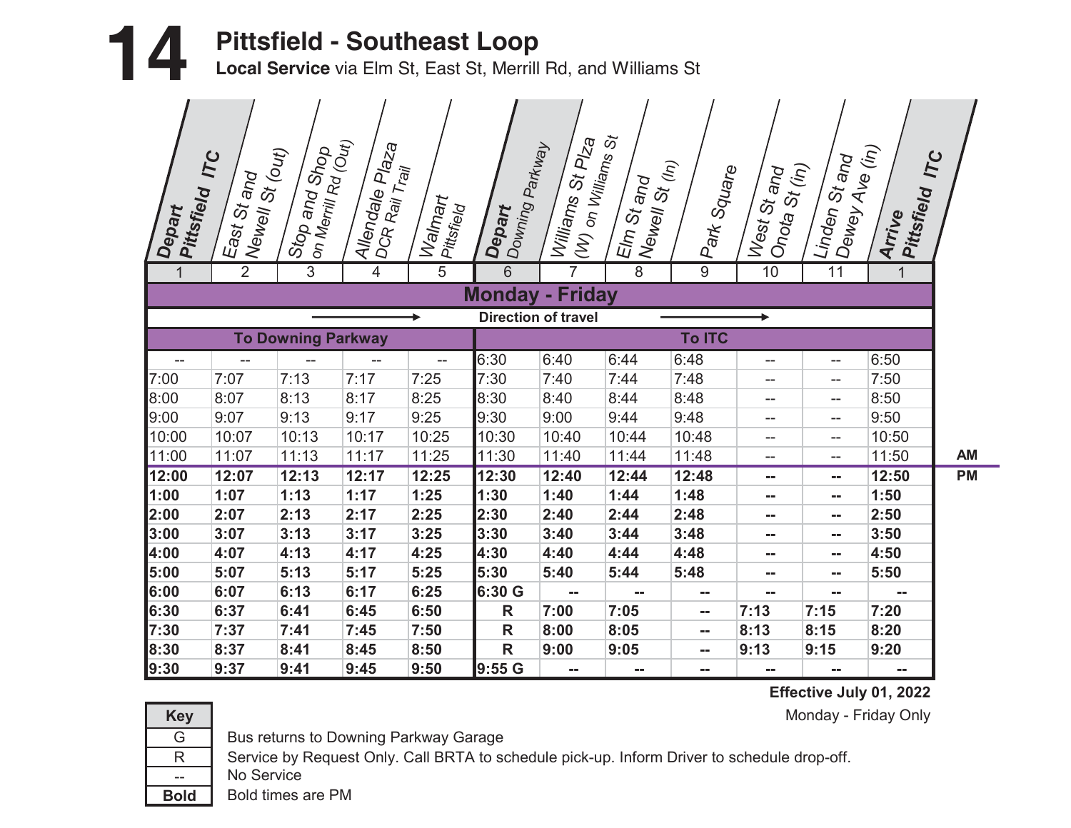# 14 Pittsfield - Southeast Loop

**Local Service** via Elm St, East St, Merrill Rd, and Williams St

| Depart Pittsfield ITC | East St and Newell St (out) | Stop and Shop on Merrill Rd (Out) | Allendale Plaza DCR Rail Trail | Walmart Pittsfield | Depart Downing Parkway | Williams St Plza (W) on Williams St | Elm St and Newell St (In) | Park Square | West St and Onota St (in) | Linden St and Dewey Ave (in) | Arrive Pittsfield ITC | |
|---|---|---|---|---|---|---|---|---|---|---|---|---|
| 1 | 2 | 3 | 4 | 5 | 6 | 7 | 8 | 9 | 10 | 11 | 1 | |
| **Monday - Friday** | | | | | | | | | | | | |
| Direction of travel → | | | | | | | | | | | | |
| **To Downing Parkway** | | | | | **To ITC** | | | | | | | |
| -- | -- | -- | -- | -- | 6:30 | 6:40 | 6:44 | 6:48 | -- | -- | 6:50 | |
| 7:00 | 7:07 | 7:13 | 7:17 | 7:25 | 7:30 | 7:40 | 7:44 | 7:48 | -- | -- | 7:50 | |
| 8:00 | 8:07 | 8:13 | 8:17 | 8:25 | 8:30 | 8:40 | 8:44 | 8:48 | -- | -- | 8:50 | |
| 9:00 | 9:07 | 9:13 | 9:17 | 9:25 | 9:30 | 9:00 | 9:44 | 9:48 | -- | -- | 9:50 | |
| 10:00 | 10:07 | 10:13 | 10:17 | 10:25 | 10:30 | 10:40 | 10:44 | 10:48 | -- | -- | 10:50 | |
| 11:00 | 11:07 | 11:13 | 11:17 | 11:25 | 11:30 | 11:40 | 11:44 | 11:48 | -- | -- | 11:50 | AM |
| **12:00** | **12:07** | **12:13** | **12:17** | **12:25** | **12:30** | **12:40** | **12:44** | **12:48** | **--** | **--** | **12:50** | PM |
| **1:00** | **1:07** | **1:13** | **1:17** | **1:25** | **1:30** | **1:40** | **1:44** | **1:48** | **--** | **--** | **1:50** | |
| **2:00** | **2:07** | **2:13** | **2:17** | **2:25** | **2:30** | **2:40** | **2:44** | **2:48** | **--** | **--** | **2:50** | |
| **3:00** | **3:07** | **3:13** | **3:17** | **3:25** | **3:30** | **3:40** | **3:44** | **3:48** | **--** | **--** | **3:50** | |
| **4:00** | **4:07** | **4:13** | **4:17** | **4:25** | **4:30** | **4:40** | **4:44** | **4:48** | **--** | **--** | **4:50** | |
| **5:00** | **5:07** | **5:13** | **5:17** | **5:25** | **5:30** | **5:40** | **5:44** | **5:48** | **--** | **--** | **5:50** | |
| **6:00** | **6:07** | **6:13** | **6:17** | **6:25** | **6:30 G** | **--** | **--** | **--** | **--** | **--** | **--** | |
| **6:30** | **6:37** | **6:41** | **6:45** | **6:50** | **R** | **7:00** | **7:05** | **--** | **7:13** | **7:15** | **7:20** | |
| **7:30** | **7:37** | **7:41** | **7:45** | **7:50** | **R** | **8:00** | **8:05** | **--** | **8:13** | **8:15** | **8:20** | |
| **8:30** | **8:37** | **8:41** | **8:45** | **8:50** | **R** | **9:00** | **9:05** | **--** | **9:13** | **9:15** | **9:20** | |
| **9:30** | **9:37** | **9:41** | **9:45** | **9:50** | **9:55 G** | **--** | **--** | **--** | **--** | **--** | **--** | |

**Effective July 01, 2022**

Monday - Friday Only

| Key | |
|---|---|
| G | Bus returns to Downing Parkway Garage |
| R | Service by Request Only. Call BRTA to schedule pick-up. Inform Driver to schedule drop-off. |
| -- | No Service |
| **Bold** | Bold times are PM |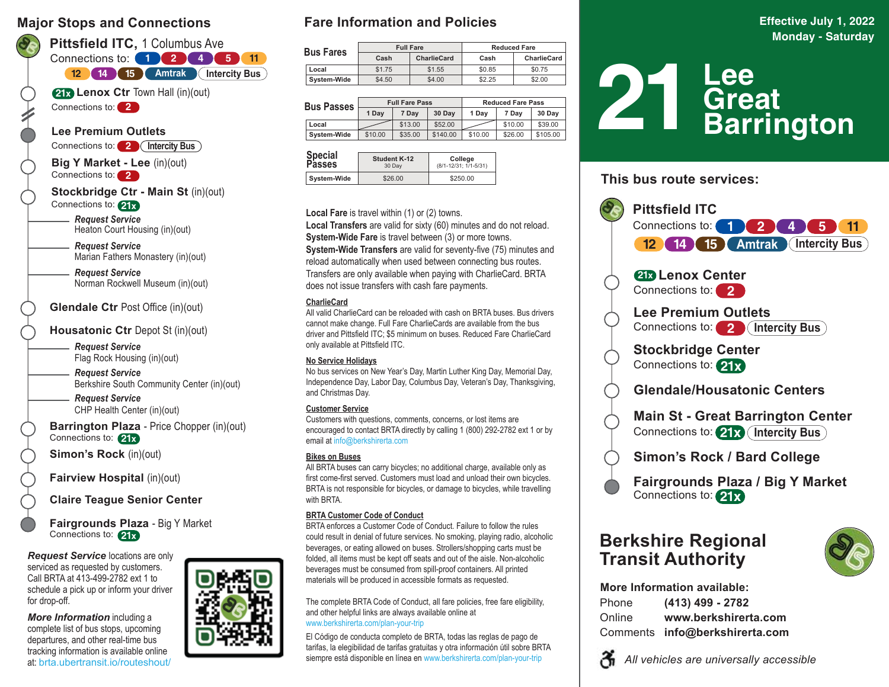## Major Stops and Connections

**Pittsfield ITC,** 1 Columbus Ave
Connections to: 1 2 4 5 11 12 14 15 Amtrak Intercity Bus

21x **Lenox Ctr** Town Hall (in)(out)
Connections to: 2

**Lee Premium Outlets**
Connections to: 2 Intercity Bus

**Big Y Market - Lee** (in)(out)
Connections to: 2

**Stockbridge Ctr - Main St** (in)(out)
Connections to: 21x

***Request Service***
Heaton Court Housing (in)(out)

***Request Service***
Marian Fathers Monastery (in)(out)

***Request Service***
Norman Rockwell Museum (in)(out)

**Glendale Ctr** Post Office (in)(out)

**Housatonic Ctr** Depot St (in)(out)

***Request Service***
Flag Rock Housing (in)(out)

***Request Service***
Berkshire South Community Center (in)(out)

***Request Service***
CHP Health Center (in)(out)

**Barrington Plaza** - Price Chopper (in)(out)
Connections to: 21x

**Simon's Rock** (in)(out)

**Fairview Hospital** (in)(out)

**Claire Teague Senior Center**

**Fairgrounds Plaza** - Big Y Market
Connections to: 21x

***Request Service*** locations are only serviced as requested by customers. Call BRTA at 413-499-2782 ext 1 to schedule a pick up or inform your driver for drop-off.

***More Information*** including a complete list of bus stops, upcoming departures, and other real-time bus tracking information is available online at: brta.ubertransit.io/routeshout/

## Fare Information and Policies

**Bus Fares**

| | Full Fare | | Reduced Fare | |
|---|---|---|---|---|
| | Cash | CharlieCard | Cash | CharlieCard |
| Local | $1.75 | $1.55 | $0.85 | $0.75 |
| System-Wide | $4.50 | $4.00 | $2.25 | $2.00 |

**Bus Passes**

| | Full Fare Pass | | | Reduced Fare Pass | | |
|---|---|---|---|---|---|---|
| | 1 Day | 7 Day | 30 Day | 1 Day | 7 Day | 30 Day |
| Local | | $13.00 | $52.00 | | $10.00 | $39.00 |
| System-Wide | $10.00 | $35.00 | $140.00 | $10.00 | $26.00 | $105.00 |

**Special Passes**

| | Student K-12 30 Day | College (8/1-12/31; 1/1-5/31) |
|---|---|---|
| System-Wide | $26.00 | $250.00 |

**Local Fare** is travel within (1) or (2) towns.
**Local Transfers** are valid for sixty (60) minutes and do not reload.
**System-Wide Fare** is travel between (3) or more towns.
**System-Wide Transfers** are valid for seventy-five (75) minutes and reload automatically when used between connecting bus routes. Transfers are only available when paying with CharlieCard. BRTA does not issue transfers with cash fare payments.

**CharlieCard**
All valid CharlieCard can be reloaded with cash on BRTA buses. Bus drivers cannot make change. Full Fare CharlieCards are available from the bus driver and Pittsfield ITC; $5 minimum on buses. Reduced Fare CharlieCard only available at Pittsfield ITC.

**No Service Holidays**
No bus services on New Year's Day, Martin Luther King Day, Memorial Day, Independence Day, Labor Day, Columbus Day, Veteran's Day, Thanksgiving, and Christmas Day.

**Customer Service**
Customers with questions, comments, concerns, or lost items are encouraged to contact BRTA directly by calling 1 (800) 292-2782 ext 1 or by email at info@berkshirerta.com

**Bikes on Buses**
All BRTA buses can carry bicycles; no additional charge, available only as first come-first served. Customers must load and unload their own bicycles. BRTA is not responsible for bicycles, or damage to bicycles, while travelling with BRTA.

**BRTA Customer Code of Conduct**
BRTA enforces a Customer Code of Conduct. Failure to follow the rules could result in denial of future services. No smoking, playing radio, alcoholic beverages, or eating allowed on buses. Strollers/shopping carts must be folded, all items must be kept off seats and out of the aisle. Non-alcoholic beverages must be consumed from spill-proof containers. All printed materials will be produced in accessible formats as requested.

The complete BRTA Code of Conduct, all fare policies, free fare eligibility, and other helpful links are always available online at www.berkshirerta.com/plan-your-trip

El Código de conducta completo de BRTA, todas las reglas de pago de tarifas, la elegibilidad de tarifas gratuitas y otra información útil sobre BRTA siempre está disponible en línea en www.berkshirerta.com/plan-your-trip

**Effective July 1, 2022**
**Monday - Saturday**

# 21 Lee Great Barrington

## This bus route services:

**Pittsfield ITC**
Connections to: 1 2 4 5 11 12 14 15 Amtrak Intercity Bus

21x **Lenox Center**
Connections to: 2

**Lee Premium Outlets**
Connections to: 2 Intercity Bus

**Stockbridge Center**
Connections to: 21x

**Glendale/Housatonic Centers**

**Main St - Great Barrington Center**
Connections to: 21x Intercity Bus

**Simon's Rock / Bard College**

**Fairgrounds Plaza / Big Y Market**
Connections to: 21x

## Berkshire Regional Transit Authority

**More Information available:**
Phone **(413) 499 - 2782**
Online **www.berkshirerta.com**
Comments **info@berkshirerta.com**

*All vehicles are universally accessible*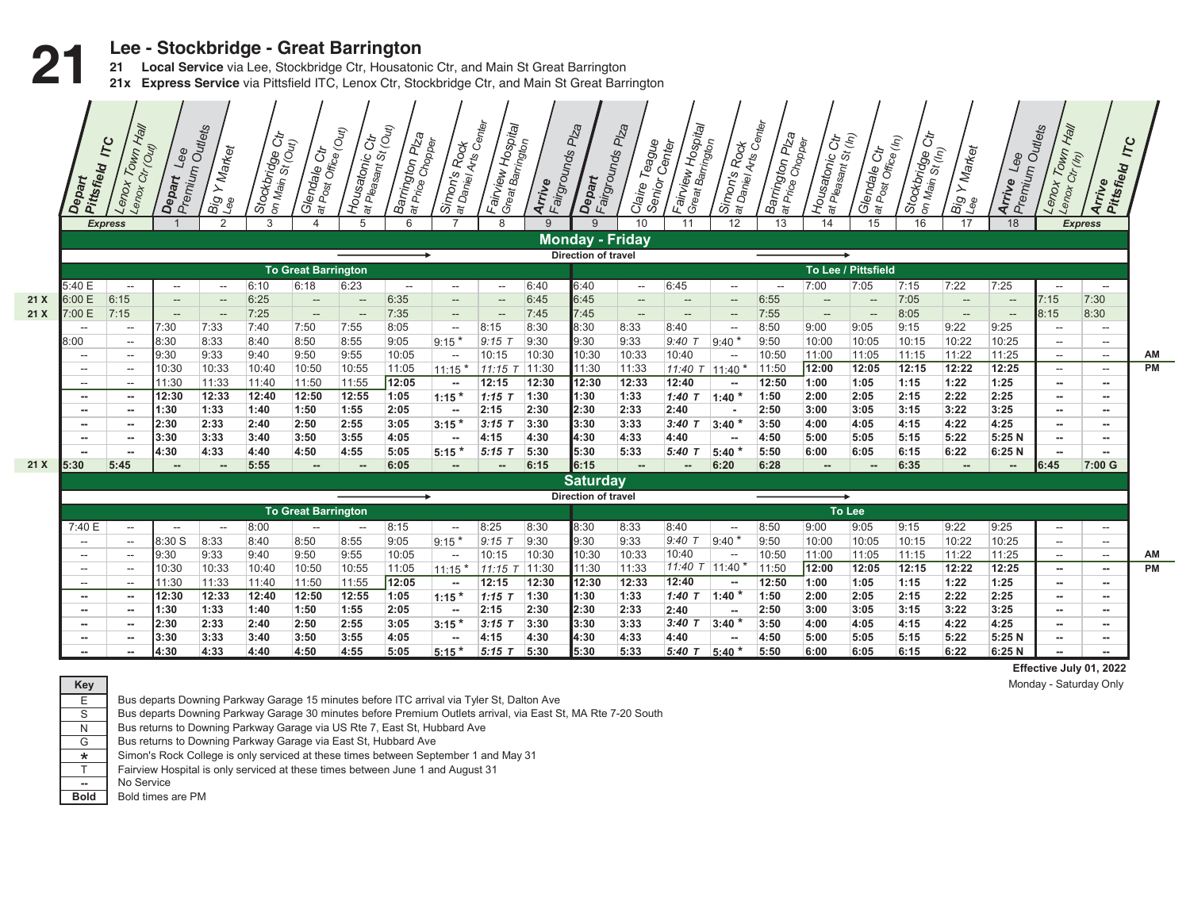# 21 Lee - Stockbridge - Great Barrington

**21 Local Service** via Lee, Stockbridge Ctr, Housatonic Ctr, and Main St Great Barrington

**21x Express Service** via Pittsfield ITC, Lenox Ctr, Stockbridge Ctr, and Main St Great Barrington

## Monday - Friday

| | Depart Pittsfield ITC (Express) | Lenox Town Hall Lenox Ctr (Out) (Express) | Depart Lee Premium Outlets (1) | Big Y Market Lee (2) | Stockbridge Ctr on Main St (Out) (3) | Glendale Ctr at Post Office (Out) (4) | Housatonic Ctr at Pleasant St (Out) (5) | Barrington Plza at Price Chopper (6) | Simon's Rock at Daniel Arts Center (7) | Fairview Hospital Great Barrington (8) | Arrive Fairgrounds Plza (9) | Depart Fairgrounds Plza (9) | Claire Teague Senior Center (10) | Fairview Hospital Great Barrington (11) | Simon's Rock at Daniel Arts Center (12) | Barrington Plza at Price Chopper (13) | Housatonic Ctr at Pleasant St (In) (14) | Glendale Ctr at Post Office (In) (15) | Stockbridge Ctr on Main St (In) (16) | Big Y Market Lee (17) | Arrive Lee Premium Outlets (18) | Lenox Town Hall Lenox Ctr (In) (Express) | Arrive Pittsfield ITC (Express) | |
|---|---|---|---|---|---|---|---|---|---|---|---|---|---|---|---|---|---|---|---|---|---|---|---|---|
| | **To Great Barrington** | | | | | | | | | | | **To Lee / Pittsfield** | | | | | | | | | | | | |
| | 5:40 E | -- | -- | -- | 6:10 | 6:18 | 6:23 | -- | -- | -- | 6:40 | 6:40 | -- | 6:45 | -- | -- | 7:00 | 7:05 | 7:15 | 7:22 | 7:25 | -- | -- | |
| 21 X | 6:00 E | 6:15 | -- | -- | 6:25 | -- | -- | 6:35 | -- | -- | 6:45 | 6:45 | -- | -- | -- | 6:55 | -- | -- | 7:05 | -- | -- | 7:15 | 7:30 | |
| 21 X | 7:00 E | 7:15 | -- | -- | 7:25 | -- | -- | 7:35 | -- | -- | 7:45 | 7:45 | -- | -- | -- | 7:55 | -- | -- | 8:05 | -- | -- | 8:15 | 8:30 | |
| | -- | -- | 7:30 | 7:33 | 7:40 | 7:50 | 7:55 | 8:05 | -- | 8:15 | 8:30 | 8:30 | 8:33 | 8:40 | -- | 8:50 | 9:00 | 9:05 | 9:15 | 9:22 | 9:25 | -- | -- | |
| | 8:00 | -- | 8:30 | 8:33 | 8:40 | 8:50 | 8:55 | 9:05 | 9:15 * | 9:15 T | 9:30 | 9:30 | 9:33 | 9:40 T | 9:40 * | 9:50 | 10:00 | 10:05 | 10:15 | 10:22 | 10:25 | -- | -- | |
| | -- | -- | 9:30 | 9:33 | 9:40 | 9:50 | 9:55 | 10:05 | -- | 10:15 | 10:30 | 10:30 | 10:33 | 10:40 | -- | 10:50 | 11:00 | 11:05 | 11:15 | 11:22 | 11:25 | -- | -- | AM |
| | -- | -- | 10:30 | 10:33 | 10:40 | 10:50 | 10:55 | 11:05 | 11:15 * | 11:15 T | 11:30 | 11:30 | 11:33 | 11:40 T | 11:40 * | 11:50 | **12:00** | **12:05** | **12:15** | **12:22** | **12:25** | -- | -- | PM |
| | -- | -- | 11:30 | 11:33 | 11:40 | 11:50 | 11:55 | **12:05** | -- | **12:15** | **12:30** | **12:30** | **12:33** | **12:40** | -- | **12:50** | **1:00** | **1:05** | **1:15** | **1:22** | **1:25** | -- | -- | |
| | -- | -- | **12:30** | **12:33** | **12:40** | **12:50** | **12:55** | **1:05** | **1:15 *** | **1:15 T** | **1:30** | **1:30** | **1:33** | **1:40 T** | **1:40 *** | **1:50** | **2:00** | **2:05** | **2:15** | **2:22** | **2:25** | -- | -- | |
| | -- | -- | **1:30** | **1:33** | **1:40** | **1:50** | **1:55** | **2:05** | -- | **2:15** | **2:30** | **2:30** | **2:33** | **2:40** | - | **2:50** | **3:00** | **3:05** | **3:15** | **3:22** | **3:25** | -- | -- | |
| | -- | -- | **2:30** | **2:33** | **2:40** | **2:50** | **2:55** | **3:05** | **3:15 *** | **3:15 T** | **3:30** | **3:30** | **3:33** | **3:40 T** | **3:40 *** | **3:50** | **4:00** | **4:05** | **4:15** | **4:22** | **4:25** | -- | -- | |
| | -- | -- | **3:30** | **3:33** | **3:40** | **3:50** | **3:55** | **4:05** | -- | **4:15** | **4:30** | **4:30** | **4:33** | **4:40** | -- | **4:50** | **5:00** | **5:05** | **5:15** | **5:22** | **5:25 N** | -- | -- | |
| | -- | -- | **4:30** | **4:33** | **4:40** | **4:50** | **4:55** | **5:05** | **5:15 *** | **5:15 T** | **5:30** | **5:30** | **5:33** | **5:40 T** | **5:40 *** | **5:50** | **6:00** | **6:05** | **6:15** | **6:22** | **6:25 N** | -- | -- | |
| 21 X | **5:30** | **5:45** | -- | -- | **5:55** | -- | -- | **6:05** | -- | -- | **6:15** | **6:15** | -- | -- | **6:20** | **6:28** | -- | -- | **6:35** | -- | -- | **6:45** | **7:00 G** | |

## Saturday

| | Depart Pittsfield ITC (Express) | Lenox Town Hall Lenox Ctr (Out) (Express) | Depart Lee Premium Outlets (1) | Big Y Market Lee (2) | Stockbridge Ctr on Main St (Out) (3) | Glendale Ctr at Post Office (Out) (4) | Housatonic Ctr at Pleasant St (Out) (5) | Barrington Plza at Price Chopper (6) | Simon's Rock at Daniel Arts Center (7) | Fairview Hospital Great Barrington (8) | Arrive Fairgrounds Plza (9) | Depart Fairgrounds Plza (9) | Claire Teague Senior Center (10) | Fairview Hospital Great Barrington (11) | Simon's Rock at Daniel Arts Center (12) | Barrington Plza at Price Chopper (13) | Housatonic Ctr at Pleasant St (In) (14) | Glendale Ctr at Post Office (In) (15) | Stockbridge Ctr on Main St (In) (16) | Big Y Market Lee (17) | Arrive Lee Premium Outlets (18) | Lenox Town Hall Lenox Ctr (In) (Express) | Arrive Pittsfield ITC (Express) | |
|---|---|---|---|---|---|---|---|---|---|---|---|---|---|---|---|---|---|---|---|---|---|---|---|---|
| | **To Great Barrington** | | | | | | | | | | | **To Lee** | | | | | | | | | | | | |
| | 7:40 E | -- | -- | -- | 8:00 | -- | -- | 8:15 | -- | 8:25 | 8:30 | 8:30 | 8:33 | 8:40 | -- | 8:50 | 9:00 | 9:05 | 9:15 | 9:22 | 9:25 | -- | -- | |
| | -- | -- | 8:30 S | 8:33 | 8:40 | 8:50 | 8:55 | 9:05 | 9:15 * | 9:15 T | 9:30 | 9:30 | 9:33 | 9:40 T | 9:40 * | 9:50 | 10:00 | 10:05 | 10:15 | 10:22 | 10:25 | -- | -- | |
| | -- | -- | 9:30 | 9:33 | 9:40 | 9:50 | 9:55 | 10:05 | -- | 10:15 | 10:30 | 10:30 | 10:33 | 10:40 | -- | 10:50 | 11:00 | 11:05 | 11:15 | 11:22 | 11:25 | -- | -- | AM |
| | -- | -- | 10:30 | 10:33 | 10:40 | 10:50 | 10:55 | 11:05 | 11:15 * | 11:15 T | 11:30 | 11:30 | 11:33 | 11:40 T | 11:40 * | 11:50 | **12:00** | **12:05** | **12:15** | **12:22** | **12:25** | -- | -- | PM |
| | -- | -- | 11:30 | 11:33 | 11:40 | 11:50 | 11:55 | **12:05** | -- | **12:15** | **12:30** | **12:30** | **12:33** | **12:40** | -- | **12:50** | **1:00** | **1:05** | **1:15** | **1:22** | **1:25** | -- | -- | |
| | -- | -- | **12:30** | **12:33** | **12:40** | **12:50** | **12:55** | **1:05** | **1:15 *** | **1:15 T** | **1:30** | **1:30** | **1:33** | **1:40 T** | **1:40 *** | **1:50** | **2:00** | **2:05** | **2:15** | **2:22** | **2:25** | -- | -- | |
| | -- | -- | **1:30** | **1:33** | **1:40** | **1:50** | **1:55** | **2:05** | -- | **2:15** | **2:30** | **2:30** | **2:33** | **2:40** | -- | **2:50** | **3:00** | **3:05** | **3:15** | **3:22** | **3:25** | -- | -- | |
| | -- | -- | **2:30** | **2:33** | **2:40** | **2:50** | **2:55** | **3:05** | **3:15 *** | **3:15 T** | **3:30** | **3:30** | **3:33** | **3:40 T** | **3:40 *** | **3:50** | **4:00** | **4:05** | **4:15** | **4:22** | **4:25** | -- | -- | |
| | -- | -- | **3:30** | **3:33** | **3:40** | **3:50** | **3:55** | **4:05** | -- | **4:15** | **4:30** | **4:30** | **4:33** | **4:40** | -- | **4:50** | **5:00** | **5:05** | **5:15** | **5:22** | **5:25 N** | -- | -- | |
| | -- | -- | **4:30** | **4:33** | **4:40** | **4:50** | **4:55** | **5:05** | **5:15 *** | **5:15 T** | **5:30** | **5:30** | **5:33** | **5:40 T** | **5:40 *** | **5:50** | **6:00** | **6:05** | **6:15** | **6:22** | **6:25 N** | -- | -- | |

**Effective July 01, 2022**

Monday - Saturday Only

| Key | |
|---|---|
| E | Bus departs Downing Parkway Garage 15 minutes before ITC arrival via Tyler St, Dalton Ave |
| S | Bus departs Downing Parkway Garage 30 minutes before Premium Outlets arrival, via East St, MA Rte 7-20 South |
| N | Bus returns to Downing Parkway Garage via US Rte 7, East St, Hubbard Ave |
| G | Bus returns to Downing Parkway Garage via East St, Hubbard Ave |
| * | Simon's Rock College is only serviced at these times between September 1 and May 31 |
| T | Fairview Hospital is only serviced at these times between June 1 and August 31 |
| -- | No Service |
| **Bold** | Bold times are PM |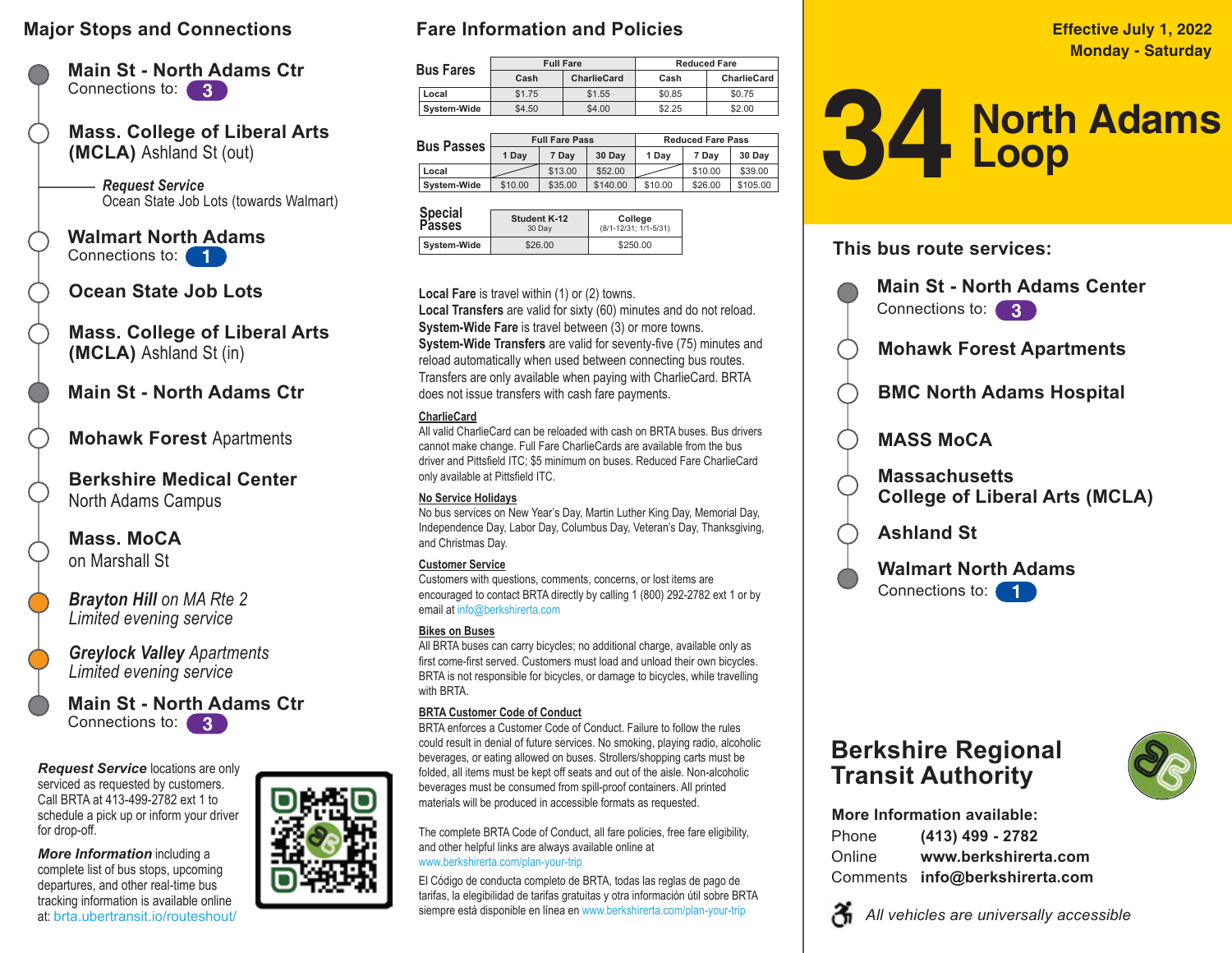## Major Stops and Connections

- **Main St - North Adams Ctr**
  Connections to: 3
- **Mass. College of Liberal Arts (MCLA)** Ashland St (out)
  - ***Request Service***
    Ocean State Job Lots (towards Walmart)
- **Walmart North Adams**
  Connections to: 1
- **Ocean State Job Lots**
- **Mass. College of Liberal Arts (MCLA)** Ashland St (in)
- **Main St - North Adams Ctr**
- **Mohawk Forest** Apartments
- **Berkshire Medical Center**
  North Adams Campus
- **Mass. MoCA**
  on Marshall St
- ***Brayton Hill*** *on MA Rte 2*
  *Limited evening service*
- ***Greylock Valley*** *Apartments*
  *Limited evening service*
- **Main St - North Adams Ctr**
  Connections to: 3

***Request Service*** locations are only serviced as requested by customers. Call BRTA at 413-499-2782 ext 1 to schedule a pick up or inform your driver for drop-off.

***More Information*** including a complete list of bus stops, upcoming departures, and other real-time bus tracking information is available online at: brta.ubertransit.io/routeshout/

## Fare Information and Policies

**Bus Fares**

| | Full Fare | | Reduced Fare | |
|---|---|---|---|---|
| | Cash | CharlieCard | Cash | CharlieCard |
| Local | $1.75 | $1.55 | $0.85 | $0.75 |
| System-Wide | $4.50 | $4.00 | $2.25 | $2.00 |

**Bus Passes**

| | Full Fare Pass | | | Reduced Fare Pass | | |
|---|---|---|---|---|---|---|
| | 1 Day | 7 Day | 30 Day | 1 Day | 7 Day | 30 Day |
| Local | | $13.00 | $52.00 | | $10.00 | $39.00 |
| System-Wide | $10.00 | $35.00 | $140.00 | $10.00 | $26.00 | $105.00 |

**Special Passes**

| | Student K-12 30 Day | College (8/1-12/31; 1/1-5/31) |
|---|---|---|
| System-Wide | $26.00 | $250.00 |

**Local Fare** is travel within (1) or (2) towns.
**Local Transfers** are valid for sixty (60) minutes and do not reload.
**System-Wide Fare** is travel between (3) or more towns.
**System-Wide Transfers** are valid for seventy-five (75) minutes and reload automatically when used between connecting bus routes. Transfers are only available when paying with CharlieCard. BRTA does not issue transfers with cash fare payments.

**CharlieCard**
All valid CharlieCard can be reloaded with cash on BRTA buses. Bus drivers cannot make change. Full Fare CharlieCards are available from the bus driver and Pittsfield ITC; $5 minimum on buses. Reduced Fare CharlieCard only available at Pittsfield ITC.

**No Service Holidays**
No bus services on New Year's Day, Martin Luther King Day, Memorial Day, Independence Day, Labor Day, Columbus Day, Veteran's Day, Thanksgiving, and Christmas Day.

**Customer Service**
Customers with questions, comments, concerns, or lost items are encouraged to contact BRTA directly by calling 1 (800) 292-2782 ext 1 or by email at info@berkshirerta.com

**Bikes on Buses**
All BRTA buses can carry bicycles; no additional charge, available only as first come-first served. Customers must load and unload their own bicycles. BRTA is not responsible for bicycles, or damage to bicycles, while travelling with BRTA.

**BRTA Customer Code of Conduct**
BRTA enforces a Customer Code of Conduct. Failure to follow the rules could result in denial of future services. No smoking, playing radio, alcoholic beverages, or eating allowed on buses. Strollers/shopping carts must be folded, all items must be kept off seats and out of the aisle. Non-alcoholic beverages must be consumed from spill-proof containers. All printed materials will be produced in accessible formats as requested.

The complete BRTA Code of Conduct, all fare policies, free fare eligibility, and other helpful links are always available online at www.berkshirerta.com/plan-your-trip

El Código de conducta completo de BRTA, todas las reglas de pago de tarifas, la elegibilidad de tarifas gratuitas y otra información útil sobre BRTA siempre está disponible en línea en www.berkshirerta.com/plan-your-trip

**Effective July 1, 2022**
**Monday - Saturday**

# 34 North Adams Loop

## This bus route services:

- **Main St - North Adams Center**
  Connections to: 3
- **Mohawk Forest Apartments**
- **BMC North Adams Hospital**
- **MASS MoCA**
- **Massachusetts College of Liberal Arts (MCLA)**
- **Ashland St**
- **Walmart North Adams**
  Connections to: 1

## Berkshire Regional Transit Authority

**More Information available:**

| | |
|---|---|
| Phone | **(413) 499 - 2782** |
| Online | **www.berkshirerta.com** |
| Comments | **info@berkshirerta.com** |

*All vehicles are universally accessible*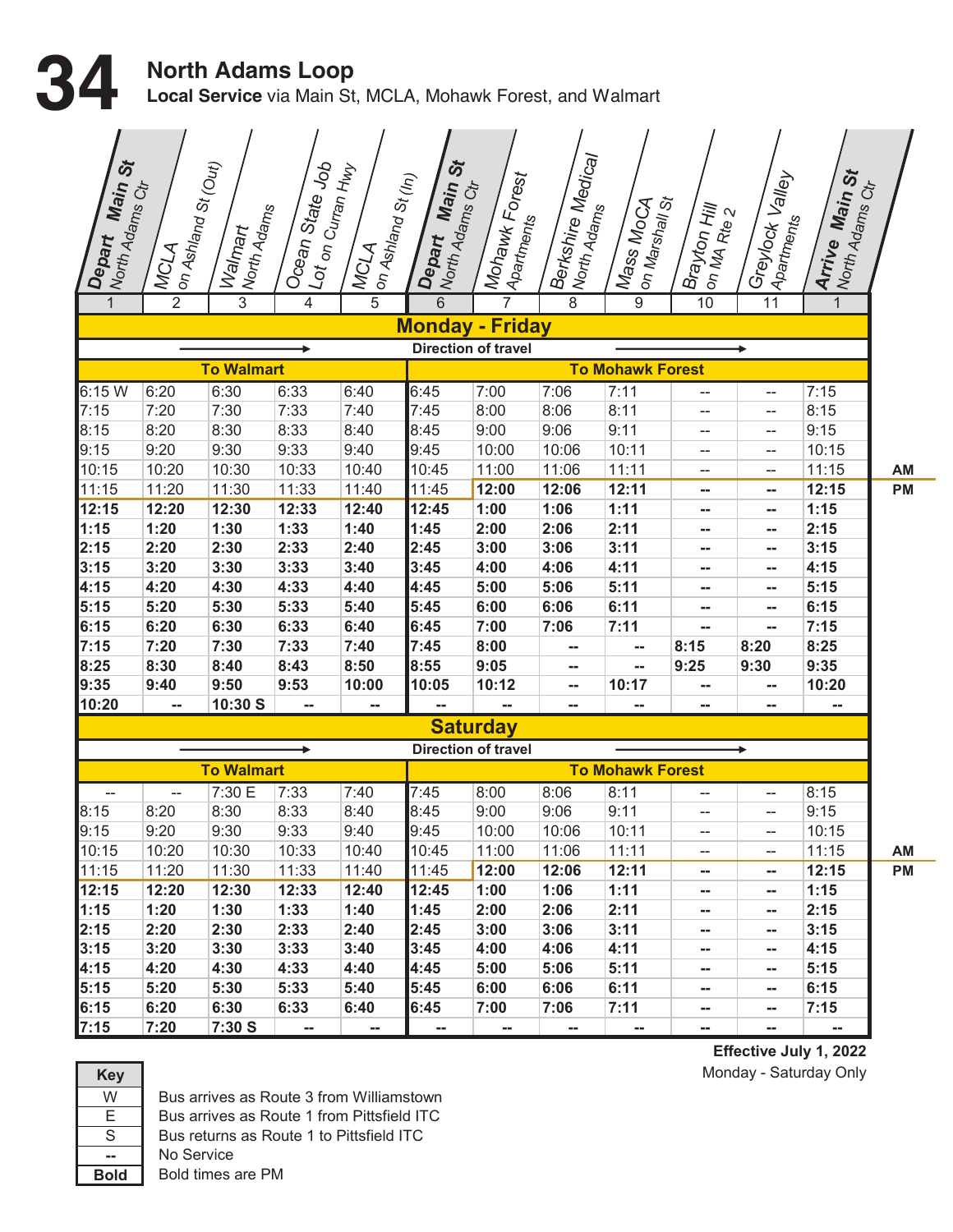# 34 North Adams Loop

**Local Service** via Main St, MCLA, Mohawk Forest, and Walmart

## Monday - Friday

| Depart Main St North Adams Ctr | MCLA on Ashland St (Out) | Walmart North Adams | Ocean State Job Lot on Curran Hwy | MCLA on Ashland St (In) | Depart Main St North Adams Ctr | Mohawk Forest Apartments | Berkshire Medical North Adams | Mass MoCA on Marshall St | Brayton Hill on MA Rte 2 | Greylock Valley Apartments | Arrive Main St North Adams Ctr | |
|---|---|---|---|---|---|---|---|---|---|---|---|---|
| 1 | 2 | 3 | 4 | 5 | 6 | 7 | 8 | 9 | 10 | 11 | 1 | |
| To Walmart | | | | | To Mohawk Forest | | | | | | | |
| 6:15 W | 6:20 | 6:30 | 6:33 | 6:40 | 6:45 | 7:00 | 7:06 | 7:11 | -- | -- | 7:15 | |
| 7:15 | 7:20 | 7:30 | 7:33 | 7:40 | 7:45 | 8:00 | 8:06 | 8:11 | -- | -- | 8:15 | |
| 8:15 | 8:20 | 8:30 | 8:33 | 8:40 | 8:45 | 9:00 | 9:06 | 9:11 | -- | -- | 9:15 | |
| 9:15 | 9:20 | 9:30 | 9:33 | 9:40 | 9:45 | 10:00 | 10:06 | 10:11 | -- | -- | 10:15 | |
| 10:15 | 10:20 | 10:30 | 10:33 | 10:40 | 10:45 | 11:00 | 11:06 | 11:11 | -- | -- | 11:15 | AM |
| 11:15 | 11:20 | 11:30 | 11:33 | 11:40 | 11:45 | **12:00** | **12:06** | **12:11** | -- | -- | **12:15** | PM |
| **12:15** | **12:20** | **12:30** | **12:33** | **12:40** | **12:45** | **1:00** | **1:06** | **1:11** | -- | -- | **1:15** | |
| **1:15** | **1:20** | **1:30** | **1:33** | **1:40** | **1:45** | **2:00** | **2:06** | **2:11** | -- | -- | **2:15** | |
| **2:15** | **2:20** | **2:30** | **2:33** | **2:40** | **2:45** | **3:00** | **3:06** | **3:11** | -- | -- | **3:15** | |
| **3:15** | **3:20** | **3:30** | **3:33** | **3:40** | **3:45** | **4:00** | **4:06** | **4:11** | -- | -- | **4:15** | |
| **4:15** | **4:20** | **4:30** | **4:33** | **4:40** | **4:45** | **5:00** | **5:06** | **5:11** | -- | -- | **5:15** | |
| **5:15** | **5:20** | **5:30** | **5:33** | **5:40** | **5:45** | **6:00** | **6:06** | **6:11** | -- | -- | **6:15** | |
| **6:15** | **6:20** | **6:30** | **6:33** | **6:40** | **6:45** | **7:00** | **7:06** | **7:11** | -- | -- | **7:15** | |
| **7:15** | **7:20** | **7:30** | **7:33** | **7:40** | **7:45** | **8:00** | -- | -- | **8:15** | **8:20** | **8:25** | |
| **8:25** | **8:30** | **8:40** | **8:43** | **8:50** | **8:55** | **9:05** | -- | -- | **9:25** | **9:30** | **9:35** | |
| **9:35** | **9:40** | **9:50** | **9:53** | **10:00** | **10:05** | **10:12** | -- | **10:17** | -- | -- | **10:20** | |
| **10:20** | -- | **10:30 S** | -- | -- | -- | -- | -- | -- | -- | -- | -- | |

## Saturday

| Depart Main St North Adams Ctr | MCLA on Ashland St (Out) | Walmart North Adams | Ocean State Job Lot on Curran Hwy | MCLA on Ashland St (In) | Depart Main St North Adams Ctr | Mohawk Forest Apartments | Berkshire Medical North Adams | Mass MoCA on Marshall St | Brayton Hill on MA Rte 2 | Greylock Valley Apartments | Arrive Main St North Adams Ctr | |
|---|---|---|---|---|---|---|---|---|---|---|---|---|
| To Walmart | | | | | To Mohawk Forest | | | | | | | |
| -- | -- | 7:30 E | 7:33 | 7:40 | 7:45 | 8:00 | 8:06 | 8:11 | -- | -- | 8:15 | |
| 8:15 | 8:20 | 8:30 | 8:33 | 8:40 | 8:45 | 9:00 | 9:06 | 9:11 | -- | -- | 9:15 | |
| 9:15 | 9:20 | 9:30 | 9:33 | 9:40 | 9:45 | 10:00 | 10:06 | 10:11 | -- | -- | 10:15 | |
| 10:15 | 10:20 | 10:30 | 10:33 | 10:40 | 10:45 | 11:00 | 11:06 | 11:11 | -- | -- | 11:15 | AM |
| 11:15 | 11:20 | 11:30 | 11:33 | 11:40 | 11:45 | **12:00** | **12:06** | **12:11** | -- | -- | **12:15** | PM |
| **12:15** | **12:20** | **12:30** | **12:33** | **12:40** | **12:45** | **1:00** | **1:06** | **1:11** | -- | -- | **1:15** | |
| **1:15** | **1:20** | **1:30** | **1:33** | **1:40** | **1:45** | **2:00** | **2:06** | **2:11** | -- | -- | **2:15** | |
| **2:15** | **2:20** | **2:30** | **2:33** | **2:40** | **2:45** | **3:00** | **3:06** | **3:11** | -- | -- | **3:15** | |
| **3:15** | **3:20** | **3:30** | **3:33** | **3:40** | **3:45** | **4:00** | **4:06** | **4:11** | -- | -- | **4:15** | |
| **4:15** | **4:20** | **4:30** | **4:33** | **4:40** | **4:45** | **5:00** | **5:06** | **5:11** | -- | -- | **5:15** | |
| **5:15** | **5:20** | **5:30** | **5:33** | **5:40** | **5:45** | **6:00** | **6:06** | **6:11** | -- | -- | **6:15** | |
| **6:15** | **6:20** | **6:30** | **6:33** | **6:40** | **6:45** | **7:00** | **7:06** | **7:11** | -- | -- | **7:15** | |
| **7:15** | **7:20** | **7:30 S** | -- | -- | -- | -- | -- | -- | -- | -- | -- | |

**Effective July 1, 2022**

Monday - Saturday Only

| Key | |
|---|---|
| W | Bus arrives as Route 3 from Williamstown |
| E | Bus arrives as Route 1 from Pittsfield ITC |
| S | Bus returns as Route 1 to Pittsfield ITC |
| -- | No Service |
| **Bold** | Bold times are PM |